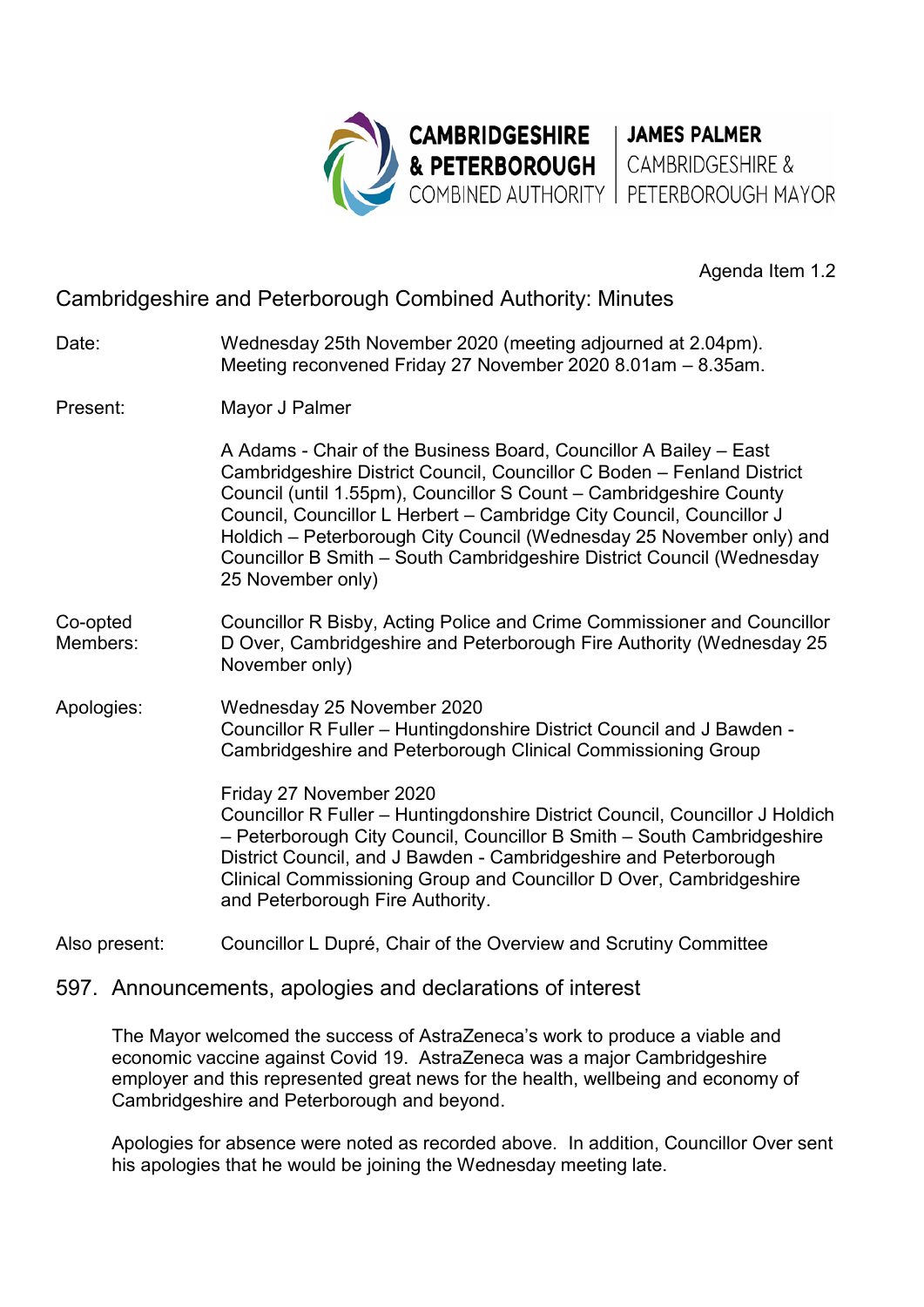CAMBRIDGESHIRE & PETERBOROUGH COMBINED AUTHORITY | JAMES PALMER CAMBRIDGESHIRE & PETERBOROUGH MAYOR

Agenda Item 1.2

# Cambridgeshire and Peterborough Combined Authority: Minutes

| | |
|---|---|
| Date: | Wednesday 25th November 2020 (meeting adjourned at 2.04pm). Meeting reconvened Friday 27 November 2020 8.01am – 8.35am. |
| Present: | Mayor J Palmer<br><br>A Adams - Chair of the Business Board, Councillor A Bailey – East Cambridgeshire District Council, Councillor C Boden – Fenland District Council (until 1.55pm), Councillor S Count – Cambridgeshire County Council, Councillor L Herbert – Cambridge City Council, Councillor J Holdich – Peterborough City Council (Wednesday 25 November only) and Councillor B Smith – South Cambridgeshire District Council (Wednesday 25 November only) |
| Co-opted Members: | Councillor R Bisby, Acting Police and Crime Commissioner and Councillor D Over, Cambridgeshire and Peterborough Fire Authority (Wednesday 25 November only) |
| Apologies: | Wednesday 25 November 2020<br>Councillor R Fuller – Huntingdonshire District Council and J Bawden - Cambridgeshire and Peterborough Clinical Commissioning Group<br><br>Friday 27 November 2020<br>Councillor R Fuller – Huntingdonshire District Council, Councillor J Holdich – Peterborough City Council, Councillor B Smith – South Cambridgeshire District Council, and J Bawden - Cambridgeshire and Peterborough Clinical Commissioning Group and Councillor D Over, Cambridgeshire and Peterborough Fire Authority. |
| Also present: | Councillor L Dupré, Chair of the Overview and Scrutiny Committee |

## 597. Announcements, apologies and declarations of interest

The Mayor welcomed the success of AstraZeneca's work to produce a viable and economic vaccine against Covid 19. AstraZeneca was a major Cambridgeshire employer and this represented great news for the health, wellbeing and economy of Cambridgeshire and Peterborough and beyond.

Apologies for absence were noted as recorded above. In addition, Councillor Over sent his apologies that he would be joining the Wednesday meeting late.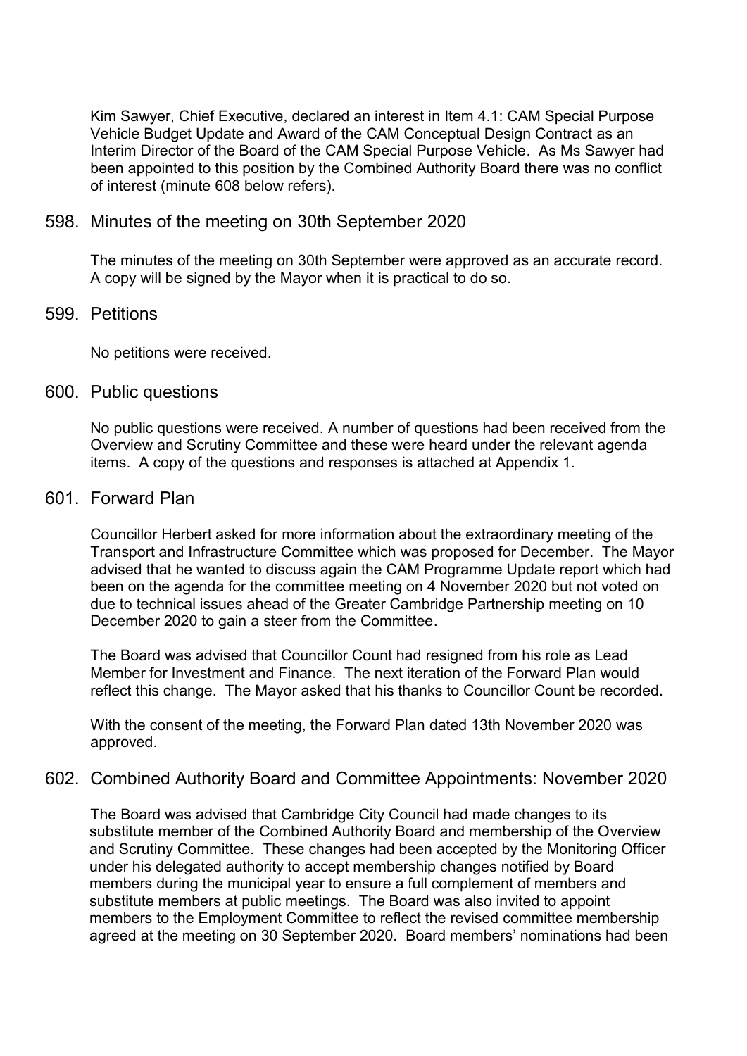Kim Sawyer, Chief Executive, declared an interest in Item 4.1: CAM Special Purpose Vehicle Budget Update and Award of the CAM Conceptual Design Contract as an Interim Director of the Board of the CAM Special Purpose Vehicle. As Ms Sawyer had been appointed to this position by the Combined Authority Board there was no conflict of interest (minute 608 below refers).

## 598. Minutes of the meeting on 30th September 2020

The minutes of the meeting on 30th September were approved as an accurate record. A copy will be signed by the Mayor when it is practical to do so.

## 599. Petitions

No petitions were received.

## 600. Public questions

No public questions were received. A number of questions had been received from the Overview and Scrutiny Committee and these were heard under the relevant agenda items. A copy of the questions and responses is attached at Appendix 1.

## 601. Forward Plan

Councillor Herbert asked for more information about the extraordinary meeting of the Transport and Infrastructure Committee which was proposed for December. The Mayor advised that he wanted to discuss again the CAM Programme Update report which had been on the agenda for the committee meeting on 4 November 2020 but not voted on due to technical issues ahead of the Greater Cambridge Partnership meeting on 10 December 2020 to gain a steer from the Committee.

The Board was advised that Councillor Count had resigned from his role as Lead Member for Investment and Finance. The next iteration of the Forward Plan would reflect this change. The Mayor asked that his thanks to Councillor Count be recorded.

With the consent of the meeting, the Forward Plan dated 13th November 2020 was approved.

## 602. Combined Authority Board and Committee Appointments: November 2020

The Board was advised that Cambridge City Council had made changes to its substitute member of the Combined Authority Board and membership of the Overview and Scrutiny Committee. These changes had been accepted by the Monitoring Officer under his delegated authority to accept membership changes notified by Board members during the municipal year to ensure a full complement of members and substitute members at public meetings. The Board was also invited to appoint members to the Employment Committee to reflect the revised committee membership agreed at the meeting on 30 September 2020. Board members' nominations had been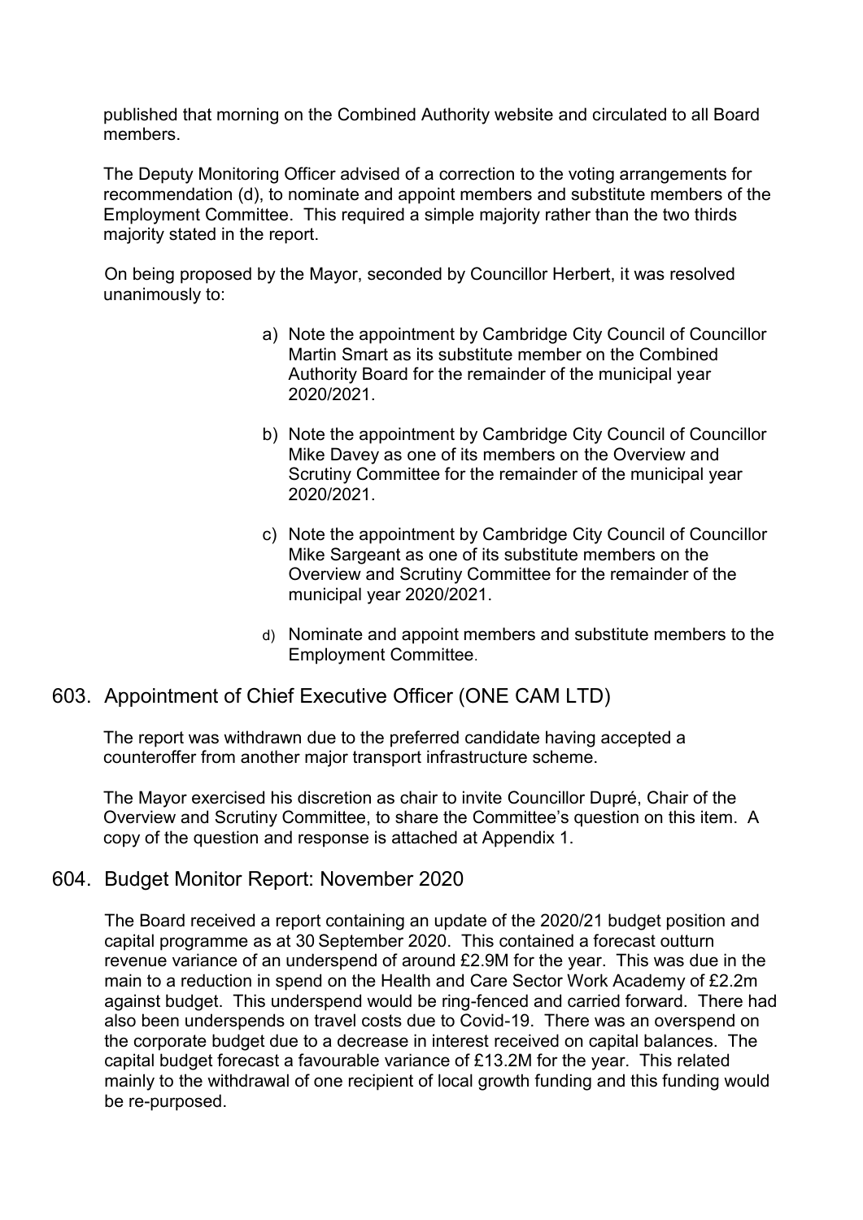published that morning on the Combined Authority website and circulated to all Board members.

The Deputy Monitoring Officer advised of a correction to the voting arrangements for recommendation (d), to nominate and appoint members and substitute members of the Employment Committee. This required a simple majority rather than the two thirds majority stated in the report.

On being proposed by the Mayor, seconded by Councillor Herbert, it was resolved unanimously to:

a) Note the appointment by Cambridge City Council of Councillor Martin Smart as its substitute member on the Combined Authority Board for the remainder of the municipal year 2020/2021.

b) Note the appointment by Cambridge City Council of Councillor Mike Davey as one of its members on the Overview and Scrutiny Committee for the remainder of the municipal year 2020/2021.

c) Note the appointment by Cambridge City Council of Councillor Mike Sargeant as one of its substitute members on the Overview and Scrutiny Committee for the remainder of the municipal year 2020/2021.

d) Nominate and appoint members and substitute members to the Employment Committee.

## 603. Appointment of Chief Executive Officer (ONE CAM LTD)

The report was withdrawn due to the preferred candidate having accepted a counteroffer from another major transport infrastructure scheme.

The Mayor exercised his discretion as chair to invite Councillor Dupré, Chair of the Overview and Scrutiny Committee, to share the Committee's question on this item. A copy of the question and response is attached at Appendix 1.

## 604. Budget Monitor Report: November 2020

The Board received a report containing an update of the 2020/21 budget position and capital programme as at 30 September 2020. This contained a forecast outturn revenue variance of an underspend of around £2.9M for the year. This was due in the main to a reduction in spend on the Health and Care Sector Work Academy of £2.2m against budget. This underspend would be ring-fenced and carried forward. There had also been underspends on travel costs due to Covid-19. There was an overspend on the corporate budget due to a decrease in interest received on capital balances. The capital budget forecast a favourable variance of £13.2M for the year. This related mainly to the withdrawal of one recipient of local growth funding and this funding would be re-purposed.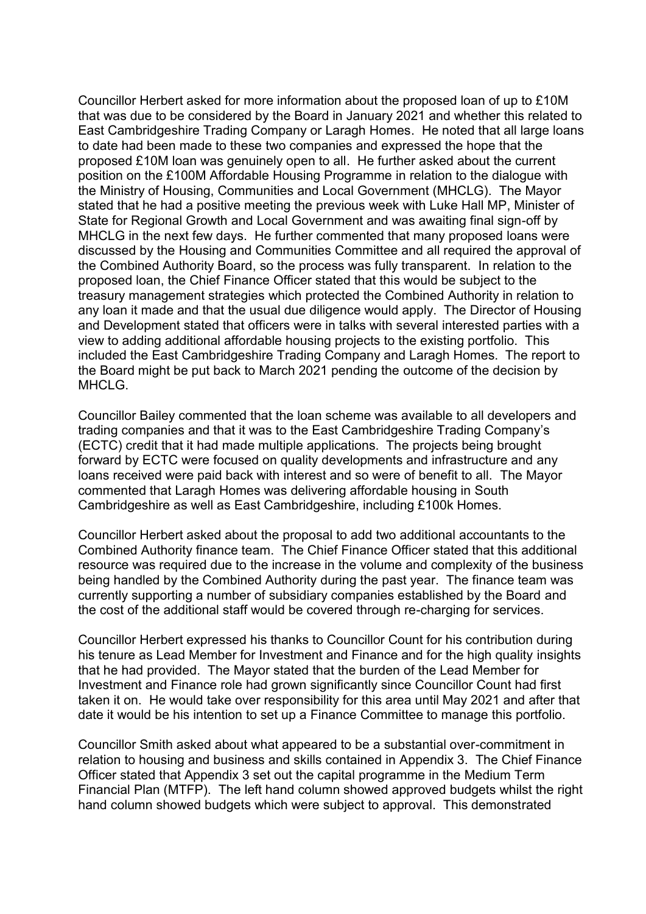Councillor Herbert asked for more information about the proposed loan of up to £10M that was due to be considered by the Board in January 2021 and whether this related to East Cambridgeshire Trading Company or Laragh Homes. He noted that all large loans to date had been made to these two companies and expressed the hope that the proposed £10M loan was genuinely open to all. He further asked about the current position on the £100M Affordable Housing Programme in relation to the dialogue with the Ministry of Housing, Communities and Local Government (MHCLG). The Mayor stated that he had a positive meeting the previous week with Luke Hall MP, Minister of State for Regional Growth and Local Government and was awaiting final sign-off by MHCLG in the next few days. He further commented that many proposed loans were discussed by the Housing and Communities Committee and all required the approval of the Combined Authority Board, so the process was fully transparent. In relation to the proposed loan, the Chief Finance Officer stated that this would be subject to the treasury management strategies which protected the Combined Authority in relation to any loan it made and that the usual due diligence would apply. The Director of Housing and Development stated that officers were in talks with several interested parties with a view to adding additional affordable housing projects to the existing portfolio. This included the East Cambridgeshire Trading Company and Laragh Homes. The report to the Board might be put back to March 2021 pending the outcome of the decision by MHCLG.

Councillor Bailey commented that the loan scheme was available to all developers and trading companies and that it was to the East Cambridgeshire Trading Company's (ECTC) credit that it had made multiple applications. The projects being brought forward by ECTC were focused on quality developments and infrastructure and any loans received were paid back with interest and so were of benefit to all. The Mayor commented that Laragh Homes was delivering affordable housing in South Cambridgeshire as well as East Cambridgeshire, including £100k Homes.

Councillor Herbert asked about the proposal to add two additional accountants to the Combined Authority finance team. The Chief Finance Officer stated that this additional resource was required due to the increase in the volume and complexity of the business being handled by the Combined Authority during the past year. The finance team was currently supporting a number of subsidiary companies established by the Board and the cost of the additional staff would be covered through re-charging for services.

Councillor Herbert expressed his thanks to Councillor Count for his contribution during his tenure as Lead Member for Investment and Finance and for the high quality insights that he had provided. The Mayor stated that the burden of the Lead Member for Investment and Finance role had grown significantly since Councillor Count had first taken it on. He would take over responsibility for this area until May 2021 and after that date it would be his intention to set up a Finance Committee to manage this portfolio.

Councillor Smith asked about what appeared to be a substantial over-commitment in relation to housing and business and skills contained in Appendix 3. The Chief Finance Officer stated that Appendix 3 set out the capital programme in the Medium Term Financial Plan (MTFP). The left hand column showed approved budgets whilst the right hand column showed budgets which were subject to approval. This demonstrated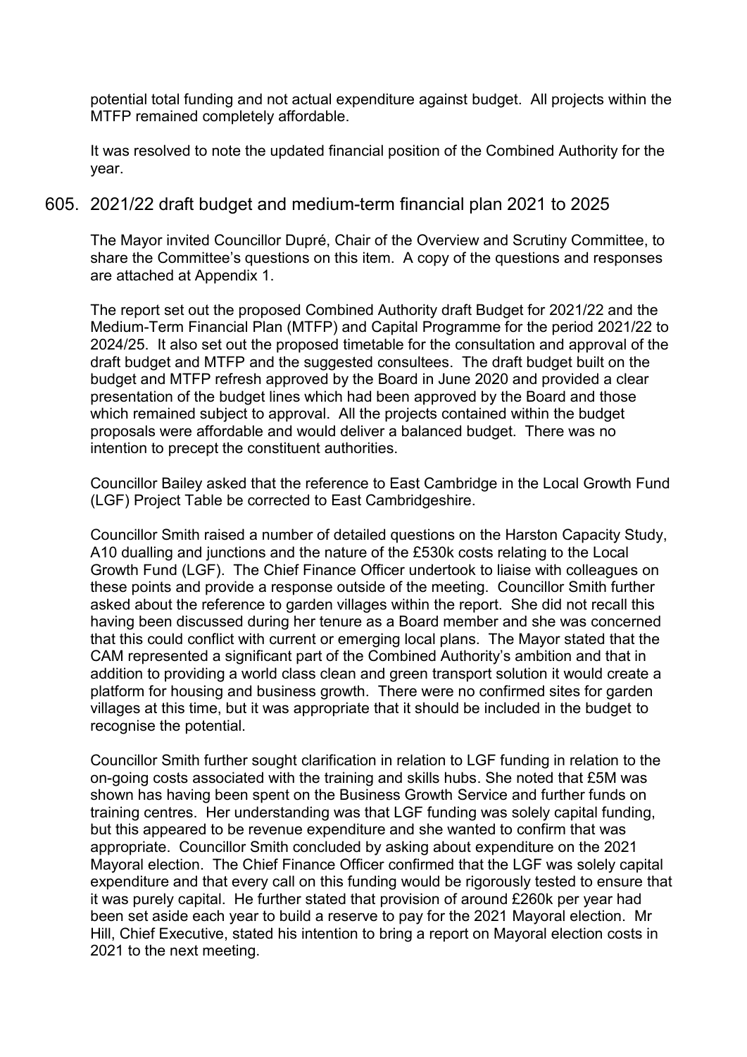potential total funding and not actual expenditure against budget. All projects within the MTFP remained completely affordable.

It was resolved to note the updated financial position of the Combined Authority for the year.

## 605. 2021/22 draft budget and medium-term financial plan 2021 to 2025

The Mayor invited Councillor Dupré, Chair of the Overview and Scrutiny Committee, to share the Committee's questions on this item. A copy of the questions and responses are attached at Appendix 1.

The report set out the proposed Combined Authority draft Budget for 2021/22 and the Medium-Term Financial Plan (MTFP) and Capital Programme for the period 2021/22 to 2024/25. It also set out the proposed timetable for the consultation and approval of the draft budget and MTFP and the suggested consultees. The draft budget built on the budget and MTFP refresh approved by the Board in June 2020 and provided a clear presentation of the budget lines which had been approved by the Board and those which remained subject to approval. All the projects contained within the budget proposals were affordable and would deliver a balanced budget. There was no intention to precept the constituent authorities.

Councillor Bailey asked that the reference to East Cambridge in the Local Growth Fund (LGF) Project Table be corrected to East Cambridgeshire.

Councillor Smith raised a number of detailed questions on the Harston Capacity Study, A10 dualling and junctions and the nature of the £530k costs relating to the Local Growth Fund (LGF). The Chief Finance Officer undertook to liaise with colleagues on these points and provide a response outside of the meeting. Councillor Smith further asked about the reference to garden villages within the report. She did not recall this having been discussed during her tenure as a Board member and she was concerned that this could conflict with current or emerging local plans. The Mayor stated that the CAM represented a significant part of the Combined Authority's ambition and that in addition to providing a world class clean and green transport solution it would create a platform for housing and business growth. There were no confirmed sites for garden villages at this time, but it was appropriate that it should be included in the budget to recognise the potential.

Councillor Smith further sought clarification in relation to LGF funding in relation to the on-going costs associated with the training and skills hubs. She noted that £5M was shown has having been spent on the Business Growth Service and further funds on training centres. Her understanding was that LGF funding was solely capital funding, but this appeared to be revenue expenditure and she wanted to confirm that was appropriate. Councillor Smith concluded by asking about expenditure on the 2021 Mayoral election. The Chief Finance Officer confirmed that the LGF was solely capital expenditure and that every call on this funding would be rigorously tested to ensure that it was purely capital. He further stated that provision of around £260k per year had been set aside each year to build a reserve to pay for the 2021 Mayoral election. Mr Hill, Chief Executive, stated his intention to bring a report on Mayoral election costs in 2021 to the next meeting.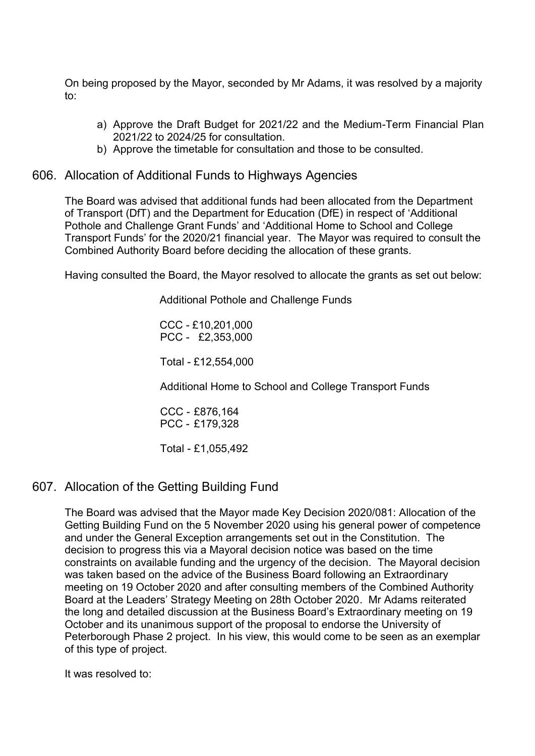On being proposed by the Mayor, seconded by Mr Adams, it was resolved by a majority to:

a) Approve the Draft Budget for 2021/22 and the Medium-Term Financial Plan 2021/22 to 2024/25 for consultation.
b) Approve the timetable for consultation and those to be consulted.

## 606. Allocation of Additional Funds to Highways Agencies

The Board was advised that additional funds had been allocated from the Department of Transport (DfT) and the Department for Education (DfE) in respect of 'Additional Pothole and Challenge Grant Funds' and 'Additional Home to School and College Transport Funds' for the 2020/21 financial year. The Mayor was required to consult the Combined Authority Board before deciding the allocation of these grants.

Having consulted the Board, the Mayor resolved to allocate the grants as set out below:

Additional Pothole and Challenge Funds

CCC - £10,201,000
PCC - £2,353,000

Total - £12,554,000

Additional Home to School and College Transport Funds

CCC - £876,164
PCC - £179,328

Total - £1,055,492

## 607. Allocation of the Getting Building Fund

The Board was advised that the Mayor made Key Decision 2020/081: Allocation of the Getting Building Fund on the 5 November 2020 using his general power of competence and under the General Exception arrangements set out in the Constitution. The decision to progress this via a Mayoral decision notice was based on the time constraints on available funding and the urgency of the decision. The Mayoral decision was taken based on the advice of the Business Board following an Extraordinary meeting on 19 October 2020 and after consulting members of the Combined Authority Board at the Leaders' Strategy Meeting on 28th October 2020. Mr Adams reiterated the long and detailed discussion at the Business Board's Extraordinary meeting on 19 October and its unanimous support of the proposal to endorse the University of Peterborough Phase 2 project. In his view, this would come to be seen as an exemplar of this type of project.

It was resolved to: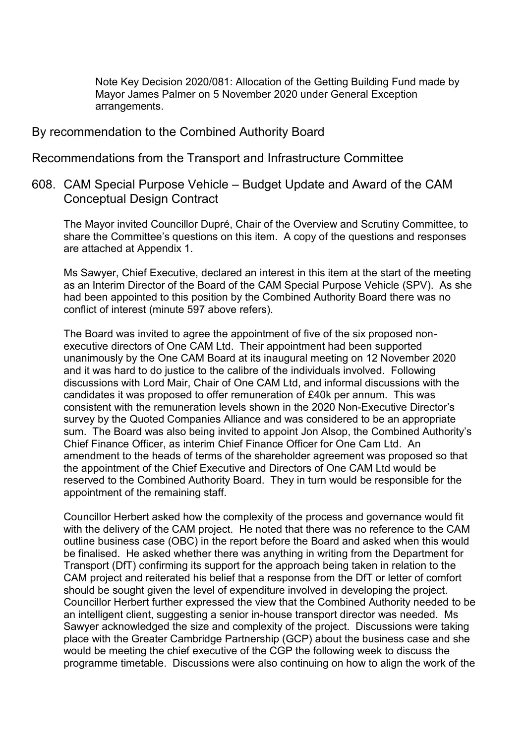Note Key Decision 2020/081: Allocation of the Getting Building Fund made by Mayor James Palmer on 5 November 2020 under General Exception arrangements.

## By recommendation to the Combined Authority Board

## Recommendations from the Transport and Infrastructure Committee

## 608. CAM Special Purpose Vehicle – Budget Update and Award of the CAM Conceptual Design Contract

The Mayor invited Councillor Dupré, Chair of the Overview and Scrutiny Committee, to share the Committee's questions on this item. A copy of the questions and responses are attached at Appendix 1.

Ms Sawyer, Chief Executive, declared an interest in this item at the start of the meeting as an Interim Director of the Board of the CAM Special Purpose Vehicle (SPV). As she had been appointed to this position by the Combined Authority Board there was no conflict of interest (minute 597 above refers).

The Board was invited to agree the appointment of five of the six proposed non-executive directors of One CAM Ltd. Their appointment had been supported unanimously by the One CAM Board at its inaugural meeting on 12 November 2020 and it was hard to do justice to the calibre of the individuals involved. Following discussions with Lord Mair, Chair of One CAM Ltd, and informal discussions with the candidates it was proposed to offer remuneration of £40k per annum. This was consistent with the remuneration levels shown in the 2020 Non-Executive Director's survey by the Quoted Companies Alliance and was considered to be an appropriate sum. The Board was also being invited to appoint Jon Alsop, the Combined Authority's Chief Finance Officer, as interim Chief Finance Officer for One Cam Ltd. An amendment to the heads of terms of the shareholder agreement was proposed so that the appointment of the Chief Executive and Directors of One CAM Ltd would be reserved to the Combined Authority Board. They in turn would be responsible for the appointment of the remaining staff.

Councillor Herbert asked how the complexity of the process and governance would fit with the delivery of the CAM project. He noted that there was no reference to the CAM outline business case (OBC) in the report before the Board and asked when this would be finalised. He asked whether there was anything in writing from the Department for Transport (DfT) confirming its support for the approach being taken in relation to the CAM project and reiterated his belief that a response from the DfT or letter of comfort should be sought given the level of expenditure involved in developing the project. Councillor Herbert further expressed the view that the Combined Authority needed to be an intelligent client, suggesting a senior in-house transport director was needed. Ms Sawyer acknowledged the size and complexity of the project. Discussions were taking place with the Greater Cambridge Partnership (GCP) about the business case and she would be meeting the chief executive of the CGP the following week to discuss the programme timetable. Discussions were also continuing on how to align the work of the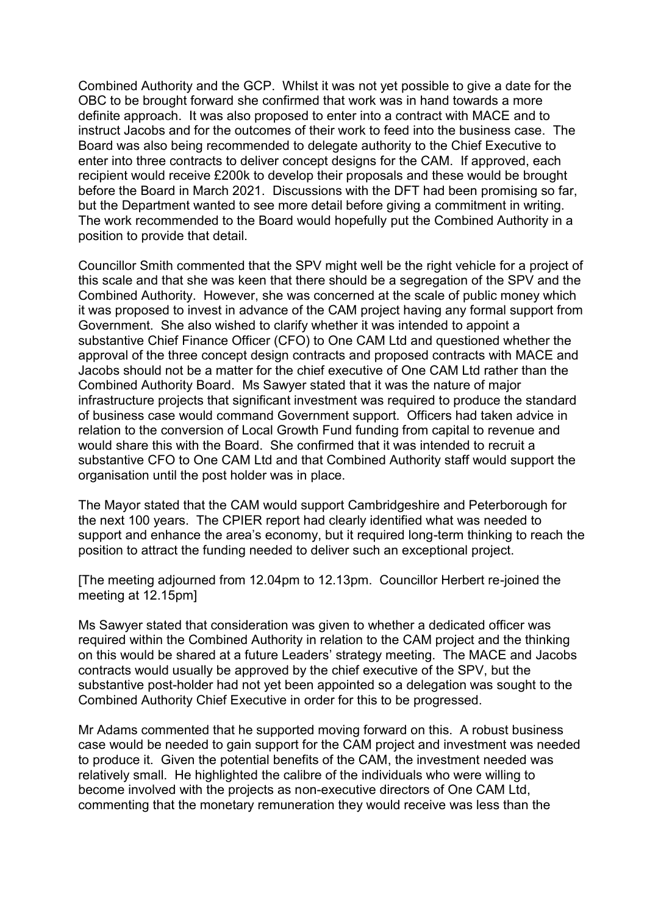Combined Authority and the GCP. Whilst it was not yet possible to give a date for the OBC to be brought forward she confirmed that work was in hand towards a more definite approach. It was also proposed to enter into a contract with MACE and to instruct Jacobs and for the outcomes of their work to feed into the business case. The Board was also being recommended to delegate authority to the Chief Executive to enter into three contracts to deliver concept designs for the CAM. If approved, each recipient would receive £200k to develop their proposals and these would be brought before the Board in March 2021. Discussions with the DFT had been promising so far, but the Department wanted to see more detail before giving a commitment in writing. The work recommended to the Board would hopefully put the Combined Authority in a position to provide that detail.

Councillor Smith commented that the SPV might well be the right vehicle for a project of this scale and that she was keen that there should be a segregation of the SPV and the Combined Authority. However, she was concerned at the scale of public money which it was proposed to invest in advance of the CAM project having any formal support from Government. She also wished to clarify whether it was intended to appoint a substantive Chief Finance Officer (CFO) to One CAM Ltd and questioned whether the approval of the three concept design contracts and proposed contracts with MACE and Jacobs should not be a matter for the chief executive of One CAM Ltd rather than the Combined Authority Board. Ms Sawyer stated that it was the nature of major infrastructure projects that significant investment was required to produce the standard of business case would command Government support. Officers had taken advice in relation to the conversion of Local Growth Fund funding from capital to revenue and would share this with the Board. She confirmed that it was intended to recruit a substantive CFO to One CAM Ltd and that Combined Authority staff would support the organisation until the post holder was in place.

The Mayor stated that the CAM would support Cambridgeshire and Peterborough for the next 100 years. The CPIER report had clearly identified what was needed to support and enhance the area's economy, but it required long-term thinking to reach the position to attract the funding needed to deliver such an exceptional project.

[The meeting adjourned from 12.04pm to 12.13pm. Councillor Herbert re-joined the meeting at 12.15pm]

Ms Sawyer stated that consideration was given to whether a dedicated officer was required within the Combined Authority in relation to the CAM project and the thinking on this would be shared at a future Leaders' strategy meeting. The MACE and Jacobs contracts would usually be approved by the chief executive of the SPV, but the substantive post-holder had not yet been appointed so a delegation was sought to the Combined Authority Chief Executive in order for this to be progressed.

Mr Adams commented that he supported moving forward on this. A robust business case would be needed to gain support for the CAM project and investment was needed to produce it. Given the potential benefits of the CAM, the investment needed was relatively small. He highlighted the calibre of the individuals who were willing to become involved with the projects as non-executive directors of One CAM Ltd, commenting that the monetary remuneration they would receive was less than the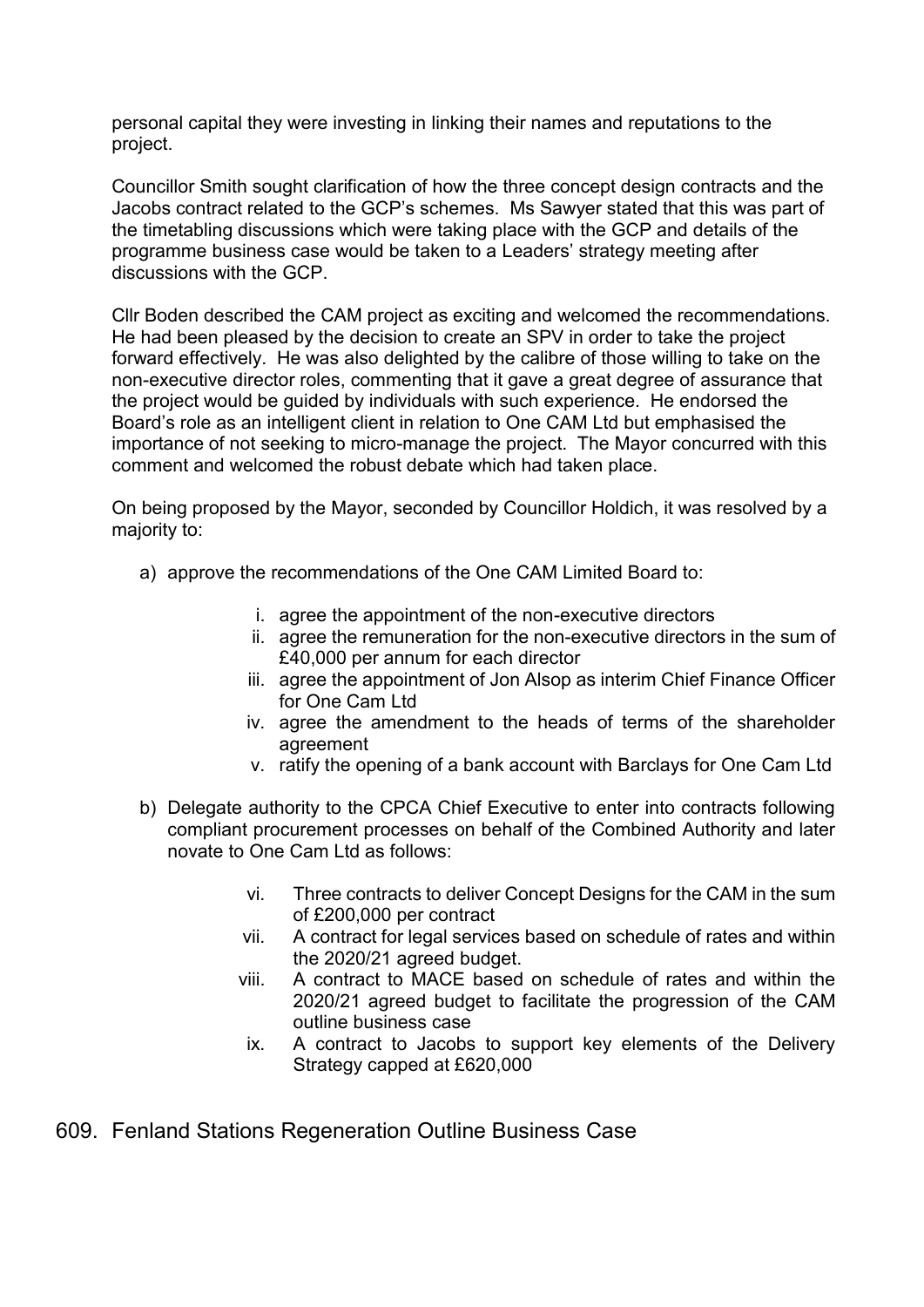personal capital they were investing in linking their names and reputations to the project.

Councillor Smith sought clarification of how the three concept design contracts and the Jacobs contract related to the GCP's schemes. Ms Sawyer stated that this was part of the timetabling discussions which were taking place with the GCP and details of the programme business case would be taken to a Leaders' strategy meeting after discussions with the GCP.

Cllr Boden described the CAM project as exciting and welcomed the recommendations. He had been pleased by the decision to create an SPV in order to take the project forward effectively. He was also delighted by the calibre of those willing to take on the non-executive director roles, commenting that it gave a great degree of assurance that the project would be guided by individuals with such experience. He endorsed the Board's role as an intelligent client in relation to One CAM Ltd but emphasised the importance of not seeking to micro-manage the project. The Mayor concurred with this comment and welcomed the robust debate which had taken place.

On being proposed by the Mayor, seconded by Councillor Holdich, it was resolved by a majority to:

a) approve the recommendations of the One CAM Limited Board to:

   i. agree the appointment of the non-executive directors
   ii. agree the remuneration for the non-executive directors in the sum of £40,000 per annum for each director
   iii. agree the appointment of Jon Alsop as interim Chief Finance Officer for One Cam Ltd
   iv. agree the amendment to the heads of terms of the shareholder agreement
   v. ratify the opening of a bank account with Barclays for One Cam Ltd

b) Delegate authority to the CPCA Chief Executive to enter into contracts following compliant procurement processes on behalf of the Combined Authority and later novate to One Cam Ltd as follows:

   vi. Three contracts to deliver Concept Designs for the CAM in the sum of £200,000 per contract
   vii. A contract for legal services based on schedule of rates and within the 2020/21 agreed budget.
   viii. A contract to MACE based on schedule of rates and within the 2020/21 agreed budget to facilitate the progression of the CAM outline business case
   ix. A contract to Jacobs to support key elements of the Delivery Strategy capped at £620,000

## 609. Fenland Stations Regeneration Outline Business Case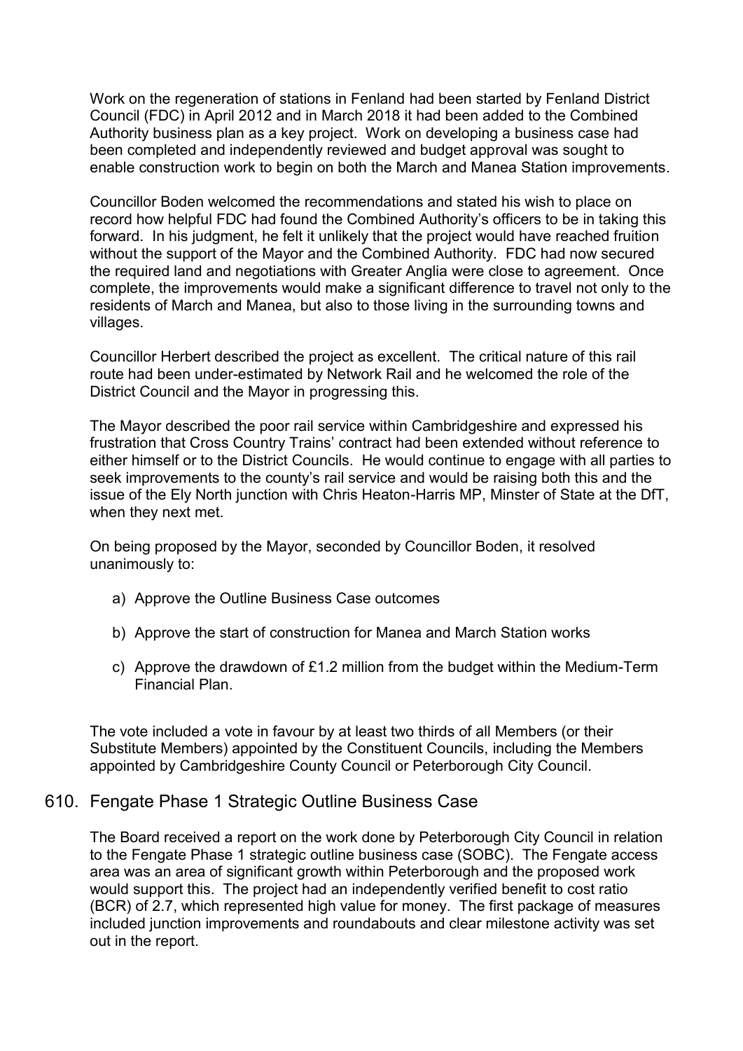Work on the regeneration of stations in Fenland had been started by Fenland District Council (FDC) in April 2012 and in March 2018 it had been added to the Combined Authority business plan as a key project. Work on developing a business case had been completed and independently reviewed and budget approval was sought to enable construction work to begin on both the March and Manea Station improvements.

Councillor Boden welcomed the recommendations and stated his wish to place on record how helpful FDC had found the Combined Authority's officers to be in taking this forward. In his judgment, he felt it unlikely that the project would have reached fruition without the support of the Mayor and the Combined Authority. FDC had now secured the required land and negotiations with Greater Anglia were close to agreement. Once complete, the improvements would make a significant difference to travel not only to the residents of March and Manea, but also to those living in the surrounding towns and villages.

Councillor Herbert described the project as excellent. The critical nature of this rail route had been under-estimated by Network Rail and he welcomed the role of the District Council and the Mayor in progressing this.

The Mayor described the poor rail service within Cambridgeshire and expressed his frustration that Cross Country Trains' contract had been extended without reference to either himself or to the District Councils. He would continue to engage with all parties to seek improvements to the county's rail service and would be raising both this and the issue of the Ely North junction with Chris Heaton-Harris MP, Minster of State at the DfT, when they next met.

On being proposed by the Mayor, seconded by Councillor Boden, it resolved unanimously to:

a) Approve the Outline Business Case outcomes

b) Approve the start of construction for Manea and March Station works

c) Approve the drawdown of £1.2 million from the budget within the Medium-Term Financial Plan.

The vote included a vote in favour by at least two thirds of all Members (or their Substitute Members) appointed by the Constituent Councils, including the Members appointed by Cambridgeshire County Council or Peterborough City Council.

## 610. Fengate Phase 1 Strategic Outline Business Case

The Board received a report on the work done by Peterborough City Council in relation to the Fengate Phase 1 strategic outline business case (SOBC). The Fengate access area was an area of significant growth within Peterborough and the proposed work would support this. The project had an independently verified benefit to cost ratio (BCR) of 2.7, which represented high value for money. The first package of measures included junction improvements and roundabouts and clear milestone activity was set out in the report.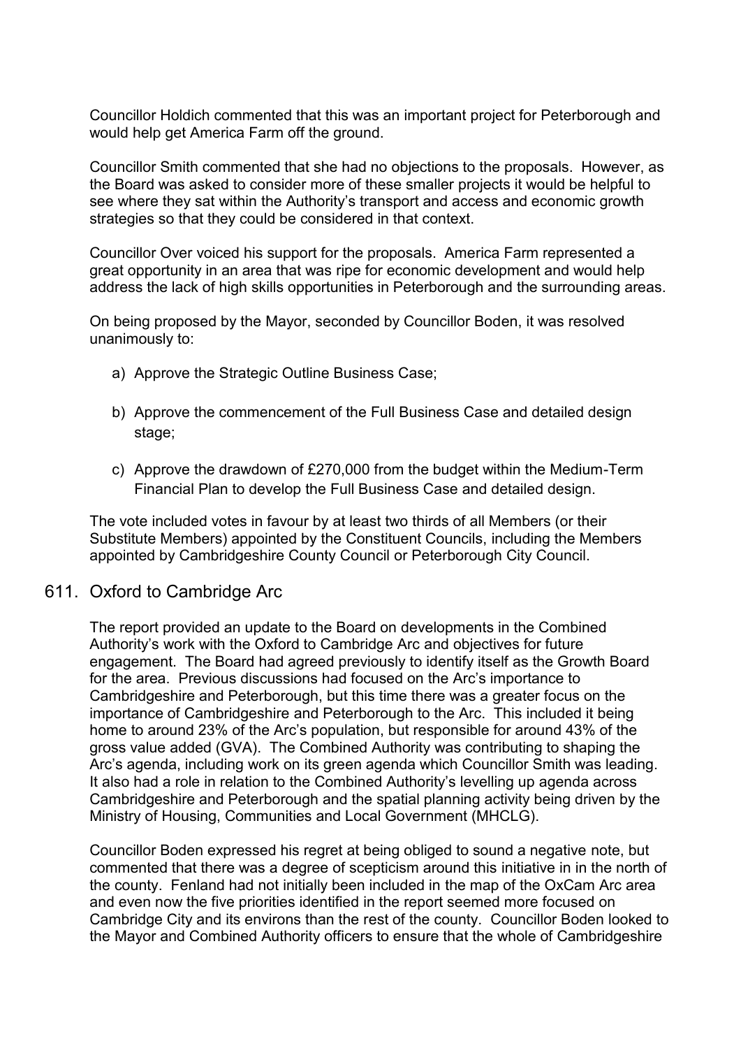Councillor Holdich commented that this was an important project for Peterborough and would help get America Farm off the ground.

Councillor Smith commented that she had no objections to the proposals. However, as the Board was asked to consider more of these smaller projects it would be helpful to see where they sat within the Authority's transport and access and economic growth strategies so that they could be considered in that context.

Councillor Over voiced his support for the proposals. America Farm represented a great opportunity in an area that was ripe for economic development and would help address the lack of high skills opportunities in Peterborough and the surrounding areas.

On being proposed by the Mayor, seconded by Councillor Boden, it was resolved unanimously to:

a) Approve the Strategic Outline Business Case;

b) Approve the commencement of the Full Business Case and detailed design stage;

c) Approve the drawdown of £270,000 from the budget within the Medium-Term Financial Plan to develop the Full Business Case and detailed design.

The vote included votes in favour by at least two thirds of all Members (or their Substitute Members) appointed by the Constituent Councils, including the Members appointed by Cambridgeshire County Council or Peterborough City Council.

## 611. Oxford to Cambridge Arc

The report provided an update to the Board on developments in the Combined Authority's work with the Oxford to Cambridge Arc and objectives for future engagement. The Board had agreed previously to identify itself as the Growth Board for the area. Previous discussions had focused on the Arc's importance to Cambridgeshire and Peterborough, but this time there was a greater focus on the importance of Cambridgeshire and Peterborough to the Arc. This included it being home to around 23% of the Arc's population, but responsible for around 43% of the gross value added (GVA). The Combined Authority was contributing to shaping the Arc's agenda, including work on its green agenda which Councillor Smith was leading. It also had a role in relation to the Combined Authority's levelling up agenda across Cambridgeshire and Peterborough and the spatial planning activity being driven by the Ministry of Housing, Communities and Local Government (MHCLG).

Councillor Boden expressed his regret at being obliged to sound a negative note, but commented that there was a degree of scepticism around this initiative in in the north of the county. Fenland had not initially been included in the map of the OxCam Arc area and even now the five priorities identified in the report seemed more focused on Cambridge City and its environs than the rest of the county. Councillor Boden looked to the Mayor and Combined Authority officers to ensure that the whole of Cambridgeshire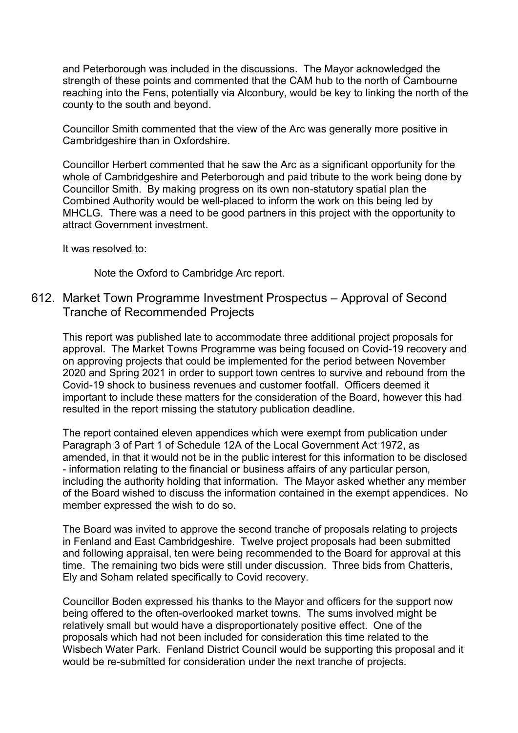and Peterborough was included in the discussions. The Mayor acknowledged the strength of these points and commented that the CAM hub to the north of Cambourne reaching into the Fens, potentially via Alconbury, would be key to linking the north of the county to the south and beyond.

Councillor Smith commented that the view of the Arc was generally more positive in Cambridgeshire than in Oxfordshire.

Councillor Herbert commented that he saw the Arc as a significant opportunity for the whole of Cambridgeshire and Peterborough and paid tribute to the work being done by Councillor Smith. By making progress on its own non-statutory spatial plan the Combined Authority would be well-placed to inform the work on this being led by MHCLG. There was a need to be good partners in this project with the opportunity to attract Government investment.

It was resolved to:

> Note the Oxford to Cambridge Arc report.

## 612. Market Town Programme Investment Prospectus – Approval of Second Tranche of Recommended Projects

This report was published late to accommodate three additional project proposals for approval. The Market Towns Programme was being focused on Covid-19 recovery and on approving projects that could be implemented for the period between November 2020 and Spring 2021 in order to support town centres to survive and rebound from the Covid-19 shock to business revenues and customer footfall. Officers deemed it important to include these matters for the consideration of the Board, however this had resulted in the report missing the statutory publication deadline.

The report contained eleven appendices which were exempt from publication under Paragraph 3 of Part 1 of Schedule 12A of the Local Government Act 1972, as amended, in that it would not be in the public interest for this information to be disclosed - information relating to the financial or business affairs of any particular person, including the authority holding that information. The Mayor asked whether any member of the Board wished to discuss the information contained in the exempt appendices. No member expressed the wish to do so.

The Board was invited to approve the second tranche of proposals relating to projects in Fenland and East Cambridgeshire. Twelve project proposals had been submitted and following appraisal, ten were being recommended to the Board for approval at this time. The remaining two bids were still under discussion. Three bids from Chatteris, Ely and Soham related specifically to Covid recovery.

Councillor Boden expressed his thanks to the Mayor and officers for the support now being offered to the often-overlooked market towns. The sums involved might be relatively small but would have a disproportionately positive effect. One of the proposals which had not been included for consideration this time related to the Wisbech Water Park. Fenland District Council would be supporting this proposal and it would be re-submitted for consideration under the next tranche of projects.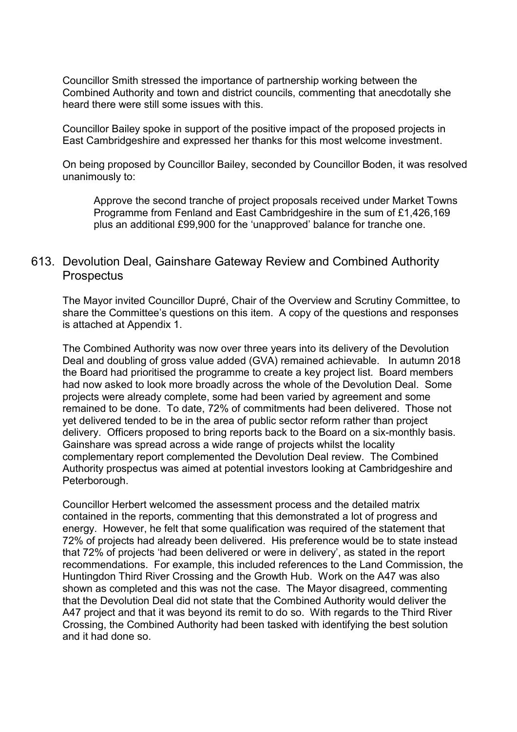Councillor Smith stressed the importance of partnership working between the Combined Authority and town and district councils, commenting that anecdotally she heard there were still some issues with this.

Councillor Bailey spoke in support of the positive impact of the proposed projects in East Cambridgeshire and expressed her thanks for this most welcome investment.

On being proposed by Councillor Bailey, seconded by Councillor Boden, it was resolved unanimously to:

> Approve the second tranche of project proposals received under Market Towns Programme from Fenland and East Cambridgeshire in the sum of £1,426,169 plus an additional £99,900 for the 'unapproved' balance for tranche one.

## 613. Devolution Deal, Gainshare Gateway Review and Combined Authority Prospectus

The Mayor invited Councillor Dupré, Chair of the Overview and Scrutiny Committee, to share the Committee's questions on this item. A copy of the questions and responses is attached at Appendix 1.

The Combined Authority was now over three years into its delivery of the Devolution Deal and doubling of gross value added (GVA) remained achievable. In autumn 2018 the Board had prioritised the programme to create a key project list. Board members had now asked to look more broadly across the whole of the Devolution Deal. Some projects were already complete, some had been varied by agreement and some remained to be done. To date, 72% of commitments had been delivered. Those not yet delivered tended to be in the area of public sector reform rather than project delivery. Officers proposed to bring reports back to the Board on a six-monthly basis. Gainshare was spread across a wide range of projects whilst the locality complementary report complemented the Devolution Deal review. The Combined Authority prospectus was aimed at potential investors looking at Cambridgeshire and Peterborough.

Councillor Herbert welcomed the assessment process and the detailed matrix contained in the reports, commenting that this demonstrated a lot of progress and energy. However, he felt that some qualification was required of the statement that 72% of projects had already been delivered. His preference would be to state instead that 72% of projects 'had been delivered or were in delivery', as stated in the report recommendations. For example, this included references to the Land Commission, the Huntingdon Third River Crossing and the Growth Hub. Work on the A47 was also shown as completed and this was not the case. The Mayor disagreed, commenting that the Devolution Deal did not state that the Combined Authority would deliver the A47 project and that it was beyond its remit to do so. With regards to the Third River Crossing, the Combined Authority had been tasked with identifying the best solution and it had done so.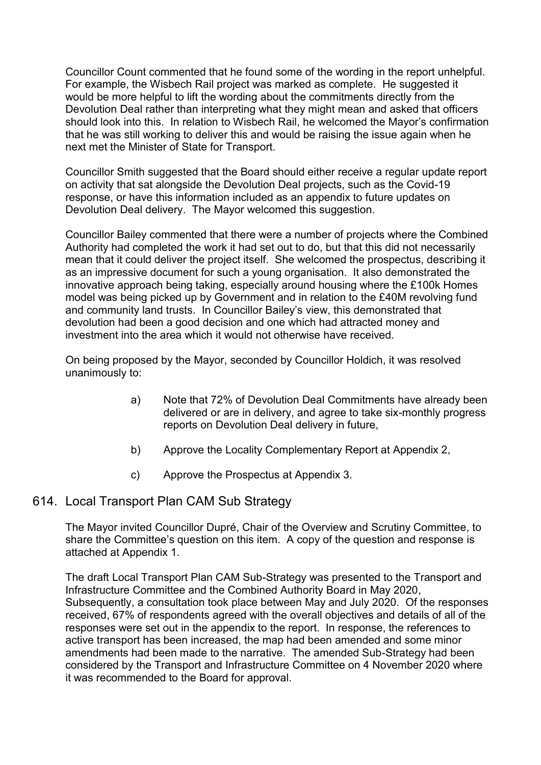Councillor Count commented that he found some of the wording in the report unhelpful. For example, the Wisbech Rail project was marked as complete. He suggested it would be more helpful to lift the wording about the commitments directly from the Devolution Deal rather than interpreting what they might mean and asked that officers should look into this. In relation to Wisbech Rail, he welcomed the Mayor's confirmation that he was still working to deliver this and would be raising the issue again when he next met the Minister of State for Transport.

Councillor Smith suggested that the Board should either receive a regular update report on activity that sat alongside the Devolution Deal projects, such as the Covid-19 response, or have this information included as an appendix to future updates on Devolution Deal delivery. The Mayor welcomed this suggestion.

Councillor Bailey commented that there were a number of projects where the Combined Authority had completed the work it had set out to do, but that this did not necessarily mean that it could deliver the project itself. She welcomed the prospectus, describing it as an impressive document for such a young organisation. It also demonstrated the innovative approach being taking, especially around housing where the £100k Homes model was being picked up by Government and in relation to the £40M revolving fund and community land trusts. In Councillor Bailey's view, this demonstrated that devolution had been a good decision and one which had attracted money and investment into the area which it would not otherwise have received.

On being proposed by the Mayor, seconded by Councillor Holdich, it was resolved unanimously to:

a) Note that 72% of Devolution Deal Commitments have already been delivered or are in delivery, and agree to take six-monthly progress reports on Devolution Deal delivery in future,

b) Approve the Locality Complementary Report at Appendix 2,

c) Approve the Prospectus at Appendix 3.

## 614. Local Transport Plan CAM Sub Strategy

The Mayor invited Councillor Dupré, Chair of the Overview and Scrutiny Committee, to share the Committee's question on this item. A copy of the question and response is attached at Appendix 1.

The draft Local Transport Plan CAM Sub-Strategy was presented to the Transport and Infrastructure Committee and the Combined Authority Board in May 2020, Subsequently, a consultation took place between May and July 2020. Of the responses received, 67% of respondents agreed with the overall objectives and details of all of the responses were set out in the appendix to the report. In response, the references to active transport has been increased, the map had been amended and some minor amendments had been made to the narrative. The amended Sub-Strategy had been considered by the Transport and Infrastructure Committee on 4 November 2020 where it was recommended to the Board for approval.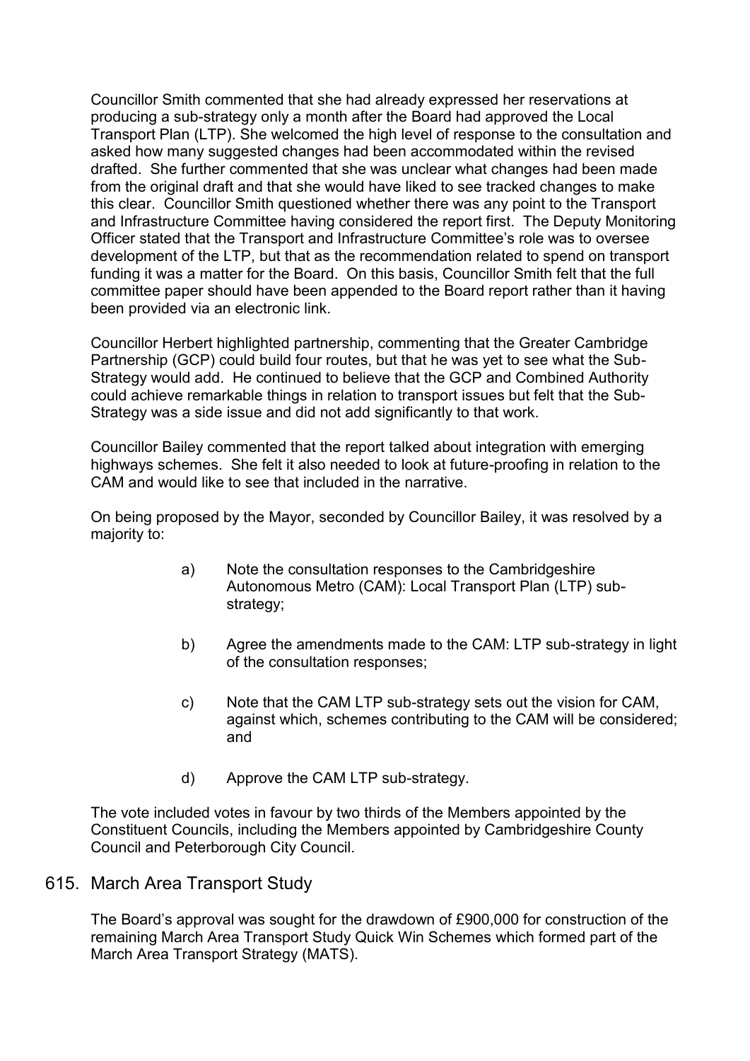Councillor Smith commented that she had already expressed her reservations at producing a sub-strategy only a month after the Board had approved the Local Transport Plan (LTP). She welcomed the high level of response to the consultation and asked how many suggested changes had been accommodated within the revised drafted. She further commented that she was unclear what changes had been made from the original draft and that she would have liked to see tracked changes to make this clear. Councillor Smith questioned whether there was any point to the Transport and Infrastructure Committee having considered the report first. The Deputy Monitoring Officer stated that the Transport and Infrastructure Committee's role was to oversee development of the LTP, but that as the recommendation related to spend on transport funding it was a matter for the Board. On this basis, Councillor Smith felt that the full committee paper should have been appended to the Board report rather than it having been provided via an electronic link.

Councillor Herbert highlighted partnership, commenting that the Greater Cambridge Partnership (GCP) could build four routes, but that he was yet to see what the Sub-Strategy would add. He continued to believe that the GCP and Combined Authority could achieve remarkable things in relation to transport issues but felt that the Sub-Strategy was a side issue and did not add significantly to that work.

Councillor Bailey commented that the report talked about integration with emerging highways schemes. She felt it also needed to look at future-proofing in relation to the CAM and would like to see that included in the narrative.

On being proposed by the Mayor, seconded by Councillor Bailey, it was resolved by a majority to:

a) Note the consultation responses to the Cambridgeshire Autonomous Metro (CAM): Local Transport Plan (LTP) sub-strategy;

b) Agree the amendments made to the CAM: LTP sub-strategy in light of the consultation responses;

c) Note that the CAM LTP sub-strategy sets out the vision for CAM, against which, schemes contributing to the CAM will be considered; and

d) Approve the CAM LTP sub-strategy.

The vote included votes in favour by two thirds of the Members appointed by the Constituent Councils, including the Members appointed by Cambridgeshire County Council and Peterborough City Council.

## 615. March Area Transport Study

The Board's approval was sought for the drawdown of £900,000 for construction of the remaining March Area Transport Study Quick Win Schemes which formed part of the March Area Transport Strategy (MATS).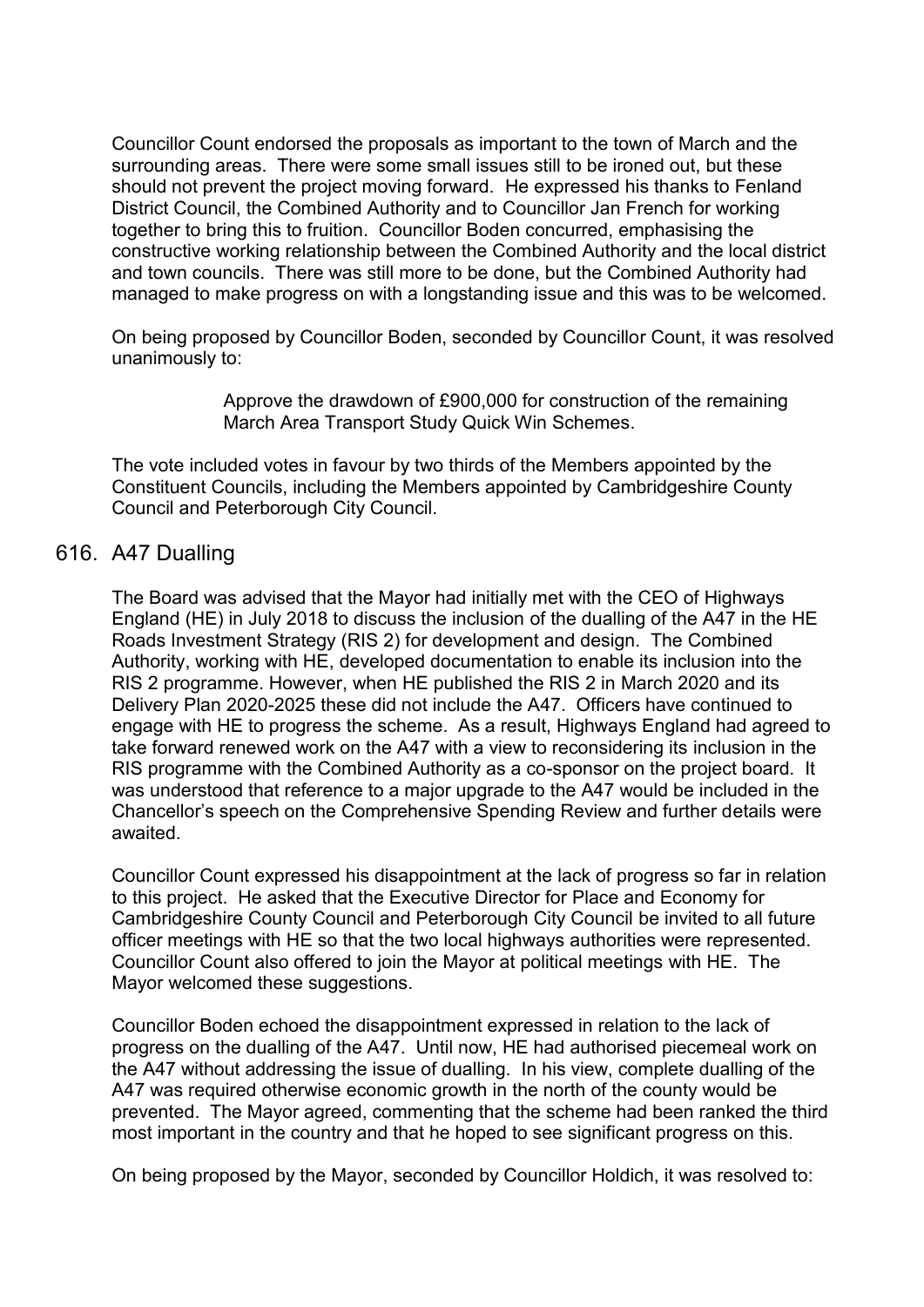Councillor Count endorsed the proposals as important to the town of March and the surrounding areas. There were some small issues still to be ironed out, but these should not prevent the project moving forward. He expressed his thanks to Fenland District Council, the Combined Authority and to Councillor Jan French for working together to bring this to fruition. Councillor Boden concurred, emphasising the constructive working relationship between the Combined Authority and the local district and town councils. There was still more to be done, but the Combined Authority had managed to make progress on with a longstanding issue and this was to be welcomed.

On being proposed by Councillor Boden, seconded by Councillor Count, it was resolved unanimously to:

> Approve the drawdown of £900,000 for construction of the remaining March Area Transport Study Quick Win Schemes.

The vote included votes in favour by two thirds of the Members appointed by the Constituent Councils, including the Members appointed by Cambridgeshire County Council and Peterborough City Council.

## 616. A47 Dualling

The Board was advised that the Mayor had initially met with the CEO of Highways England (HE) in July 2018 to discuss the inclusion of the dualling of the A47 in the HE Roads Investment Strategy (RIS 2) for development and design. The Combined Authority, working with HE, developed documentation to enable its inclusion into the RIS 2 programme. However, when HE published the RIS 2 in March 2020 and its Delivery Plan 2020-2025 these did not include the A47. Officers have continued to engage with HE to progress the scheme. As a result, Highways England had agreed to take forward renewed work on the A47 with a view to reconsidering its inclusion in the RIS programme with the Combined Authority as a co-sponsor on the project board. It was understood that reference to a major upgrade to the A47 would be included in the Chancellor's speech on the Comprehensive Spending Review and further details were awaited.

Councillor Count expressed his disappointment at the lack of progress so far in relation to this project. He asked that the Executive Director for Place and Economy for Cambridgeshire County Council and Peterborough City Council be invited to all future officer meetings with HE so that the two local highways authorities were represented. Councillor Count also offered to join the Mayor at political meetings with HE. The Mayor welcomed these suggestions.

Councillor Boden echoed the disappointment expressed in relation to the lack of progress on the dualling of the A47. Until now, HE had authorised piecemeal work on the A47 without addressing the issue of dualling. In his view, complete dualling of the A47 was required otherwise economic growth in the north of the county would be prevented. The Mayor agreed, commenting that the scheme had been ranked the third most important in the country and that he hoped to see significant progress on this.

On being proposed by the Mayor, seconded by Councillor Holdich, it was resolved to: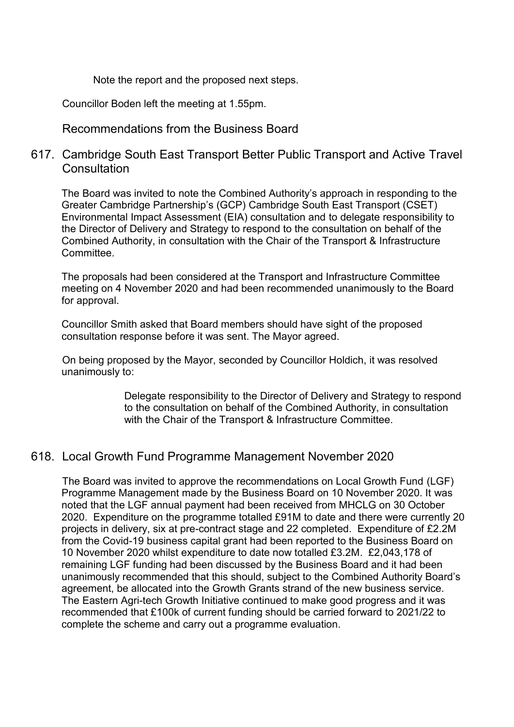Note the report and the proposed next steps.

Councillor Boden left the meeting at 1.55pm.

## Recommendations from the Business Board

## 617. Cambridge South East Transport Better Public Transport and Active Travel Consultation

The Board was invited to note the Combined Authority's approach in responding to the Greater Cambridge Partnership's (GCP) Cambridge South East Transport (CSET) Environmental Impact Assessment (EIA) consultation and to delegate responsibility to the Director of Delivery and Strategy to respond to the consultation on behalf of the Combined Authority, in consultation with the Chair of the Transport & Infrastructure Committee.

The proposals had been considered at the Transport and Infrastructure Committee meeting on 4 November 2020 and had been recommended unanimously to the Board for approval.

Councillor Smith asked that Board members should have sight of the proposed consultation response before it was sent. The Mayor agreed.

On being proposed by the Mayor, seconded by Councillor Holdich, it was resolved unanimously to:

> Delegate responsibility to the Director of Delivery and Strategy to respond to the consultation on behalf of the Combined Authority, in consultation with the Chair of the Transport & Infrastructure Committee.

## 618. Local Growth Fund Programme Management November 2020

The Board was invited to approve the recommendations on Local Growth Fund (LGF) Programme Management made by the Business Board on 10 November 2020. It was noted that the LGF annual payment had been received from MHCLG on 30 October 2020. Expenditure on the programme totalled £91M to date and there were currently 20 projects in delivery, six at pre-contract stage and 22 completed. Expenditure of £2.2M from the Covid-19 business capital grant had been reported to the Business Board on 10 November 2020 whilst expenditure to date now totalled £3.2M. £2,043,178 of remaining LGF funding had been discussed by the Business Board and it had been unanimously recommended that this should, subject to the Combined Authority Board's agreement, be allocated into the Growth Grants strand of the new business service. The Eastern Agri-tech Growth Initiative continued to make good progress and it was recommended that £100k of current funding should be carried forward to 2021/22 to complete the scheme and carry out a programme evaluation.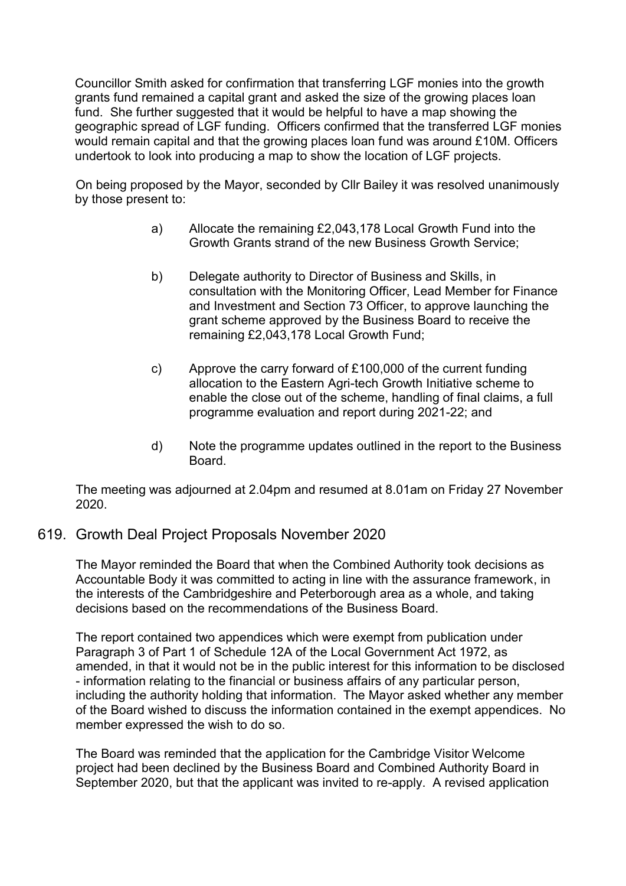Councillor Smith asked for confirmation that transferring LGF monies into the growth grants fund remained a capital grant and asked the size of the growing places loan fund. She further suggested that it would be helpful to have a map showing the geographic spread of LGF funding. Officers confirmed that the transferred LGF monies would remain capital and that the growing places loan fund was around £10M. Officers undertook to look into producing a map to show the location of LGF projects.

On being proposed by the Mayor, seconded by Cllr Bailey it was resolved unanimously by those present to:

a) Allocate the remaining £2,043,178 Local Growth Fund into the Growth Grants strand of the new Business Growth Service;

b) Delegate authority to Director of Business and Skills, in consultation with the Monitoring Officer, Lead Member for Finance and Investment and Section 73 Officer, to approve launching the grant scheme approved by the Business Board to receive the remaining £2,043,178 Local Growth Fund;

c) Approve the carry forward of £100,000 of the current funding allocation to the Eastern Agri-tech Growth Initiative scheme to enable the close out of the scheme, handling of final claims, a full programme evaluation and report during 2021-22; and

d) Note the programme updates outlined in the report to the Business Board.

The meeting was adjourned at 2.04pm and resumed at 8.01am on Friday 27 November 2020.

## 619. Growth Deal Project Proposals November 2020

The Mayor reminded the Board that when the Combined Authority took decisions as Accountable Body it was committed to acting in line with the assurance framework, in the interests of the Cambridgeshire and Peterborough area as a whole, and taking decisions based on the recommendations of the Business Board.

The report contained two appendices which were exempt from publication under Paragraph 3 of Part 1 of Schedule 12A of the Local Government Act 1972, as amended, in that it would not be in the public interest for this information to be disclosed - information relating to the financial or business affairs of any particular person, including the authority holding that information. The Mayor asked whether any member of the Board wished to discuss the information contained in the exempt appendices. No member expressed the wish to do so.

The Board was reminded that the application for the Cambridge Visitor Welcome project had been declined by the Business Board and Combined Authority Board in September 2020, but that the applicant was invited to re-apply. A revised application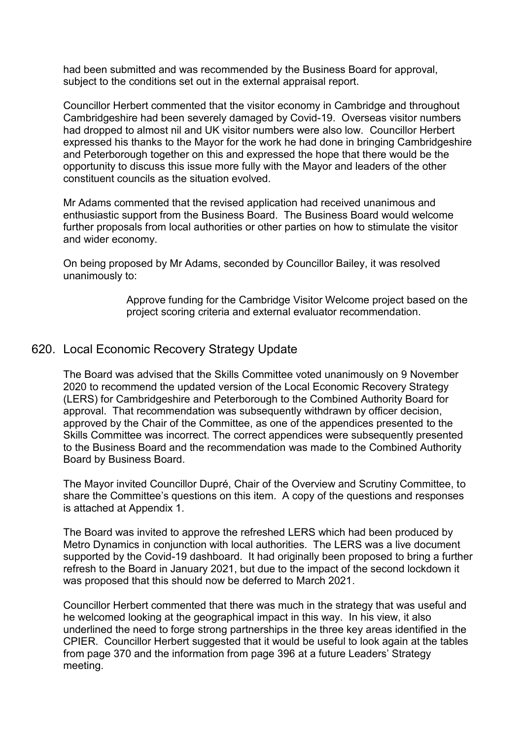had been submitted and was recommended by the Business Board for approval, subject to the conditions set out in the external appraisal report.

Councillor Herbert commented that the visitor economy in Cambridge and throughout Cambridgeshire had been severely damaged by Covid-19. Overseas visitor numbers had dropped to almost nil and UK visitor numbers were also low. Councillor Herbert expressed his thanks to the Mayor for the work he had done in bringing Cambridgeshire and Peterborough together on this and expressed the hope that there would be the opportunity to discuss this issue more fully with the Mayor and leaders of the other constituent councils as the situation evolved.

Mr Adams commented that the revised application had received unanimous and enthusiastic support from the Business Board. The Business Board would welcome further proposals from local authorities or other parties on how to stimulate the visitor and wider economy.

On being proposed by Mr Adams, seconded by Councillor Bailey, it was resolved unanimously to:

> Approve funding for the Cambridge Visitor Welcome project based on the project scoring criteria and external evaluator recommendation.

## 620. Local Economic Recovery Strategy Update

The Board was advised that the Skills Committee voted unanimously on 9 November 2020 to recommend the updated version of the Local Economic Recovery Strategy (LERS) for Cambridgeshire and Peterborough to the Combined Authority Board for approval. That recommendation was subsequently withdrawn by officer decision, approved by the Chair of the Committee, as one of the appendices presented to the Skills Committee was incorrect. The correct appendices were subsequently presented to the Business Board and the recommendation was made to the Combined Authority Board by Business Board.

The Mayor invited Councillor Dupré, Chair of the Overview and Scrutiny Committee, to share the Committee's questions on this item. A copy of the questions and responses is attached at Appendix 1.

The Board was invited to approve the refreshed LERS which had been produced by Metro Dynamics in conjunction with local authorities. The LERS was a live document supported by the Covid-19 dashboard. It had originally been proposed to bring a further refresh to the Board in January 2021, but due to the impact of the second lockdown it was proposed that this should now be deferred to March 2021.

Councillor Herbert commented that there was much in the strategy that was useful and he welcomed looking at the geographical impact in this way. In his view, it also underlined the need to forge strong partnerships in the three key areas identified in the CPIER. Councillor Herbert suggested that it would be useful to look again at the tables from page 370 and the information from page 396 at a future Leaders' Strategy meeting.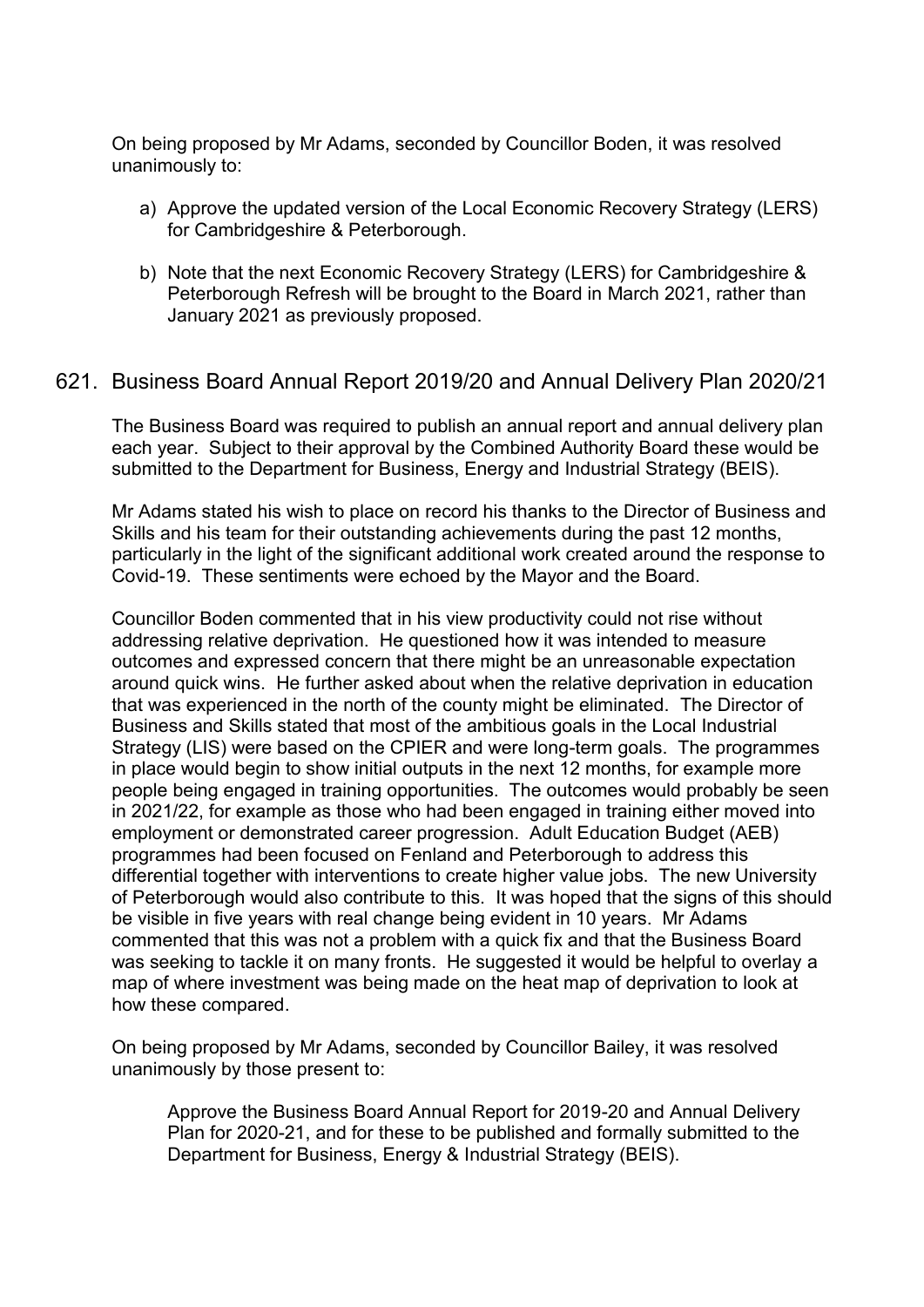On being proposed by Mr Adams, seconded by Councillor Boden, it was resolved unanimously to:

a) Approve the updated version of the Local Economic Recovery Strategy (LERS) for Cambridgeshire & Peterborough.

b) Note that the next Economic Recovery Strategy (LERS) for Cambridgeshire & Peterborough Refresh will be brought to the Board in March 2021, rather than January 2021 as previously proposed.

## 621. Business Board Annual Report 2019/20 and Annual Delivery Plan 2020/21

The Business Board was required to publish an annual report and annual delivery plan each year. Subject to their approval by the Combined Authority Board these would be submitted to the Department for Business, Energy and Industrial Strategy (BEIS).

Mr Adams stated his wish to place on record his thanks to the Director of Business and Skills and his team for their outstanding achievements during the past 12 months, particularly in the light of the significant additional work created around the response to Covid-19. These sentiments were echoed by the Mayor and the Board.

Councillor Boden commented that in his view productivity could not rise without addressing relative deprivation. He questioned how it was intended to measure outcomes and expressed concern that there might be an unreasonable expectation around quick wins. He further asked about when the relative deprivation in education that was experienced in the north of the county might be eliminated. The Director of Business and Skills stated that most of the ambitious goals in the Local Industrial Strategy (LIS) were based on the CPIER and were long-term goals. The programmes in place would begin to show initial outputs in the next 12 months, for example more people being engaged in training opportunities. The outcomes would probably be seen in 2021/22, for example as those who had been engaged in training either moved into employment or demonstrated career progression. Adult Education Budget (AEB) programmes had been focused on Fenland and Peterborough to address this differential together with interventions to create higher value jobs. The new University of Peterborough would also contribute to this. It was hoped that the signs of this should be visible in five years with real change being evident in 10 years. Mr Adams commented that this was not a problem with a quick fix and that the Business Board was seeking to tackle it on many fronts. He suggested it would be helpful to overlay a map of where investment was being made on the heat map of deprivation to look at how these compared.

On being proposed by Mr Adams, seconded by Councillor Bailey, it was resolved unanimously by those present to:

Approve the Business Board Annual Report for 2019-20 and Annual Delivery Plan for 2020-21, and for these to be published and formally submitted to the Department for Business, Energy & Industrial Strategy (BEIS).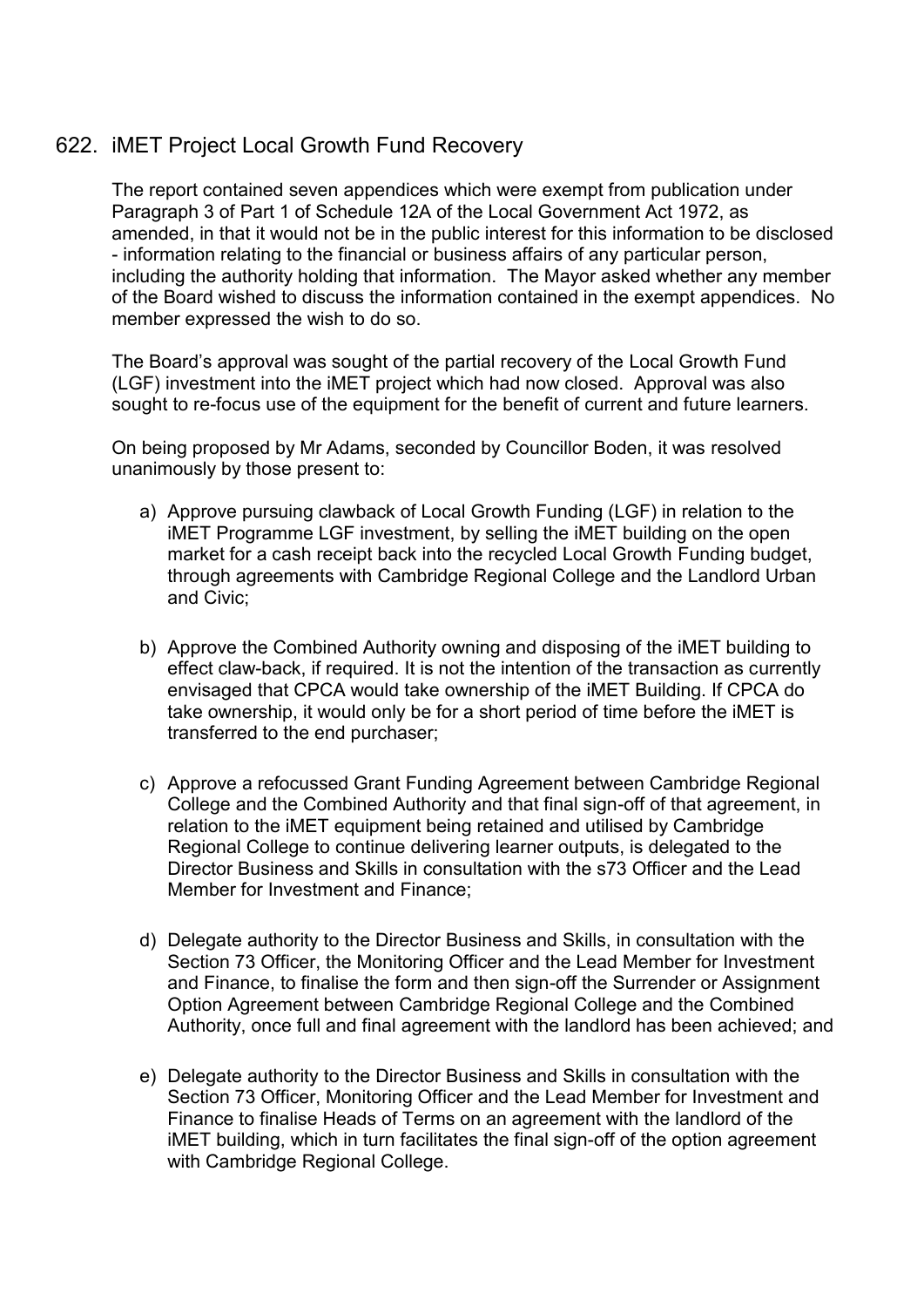## 622. iMET Project Local Growth Fund Recovery

The report contained seven appendices which were exempt from publication under Paragraph 3 of Part 1 of Schedule 12A of the Local Government Act 1972, as amended, in that it would not be in the public interest for this information to be disclosed - information relating to the financial or business affairs of any particular person, including the authority holding that information. The Mayor asked whether any member of the Board wished to discuss the information contained in the exempt appendices. No member expressed the wish to do so.

The Board's approval was sought of the partial recovery of the Local Growth Fund (LGF) investment into the iMET project which had now closed. Approval was also sought to re-focus use of the equipment for the benefit of current and future learners.

On being proposed by Mr Adams, seconded by Councillor Boden, it was resolved unanimously by those present to:

a) Approve pursuing clawback of Local Growth Funding (LGF) in relation to the iMET Programme LGF investment, by selling the iMET building on the open market for a cash receipt back into the recycled Local Growth Funding budget, through agreements with Cambridge Regional College and the Landlord Urban and Civic;

b) Approve the Combined Authority owning and disposing of the iMET building to effect claw-back, if required. It is not the intention of the transaction as currently envisaged that CPCA would take ownership of the iMET Building. If CPCA do take ownership, it would only be for a short period of time before the iMET is transferred to the end purchaser;

c) Approve a refocussed Grant Funding Agreement between Cambridge Regional College and the Combined Authority and that final sign-off of that agreement, in relation to the iMET equipment being retained and utilised by Cambridge Regional College to continue delivering learner outputs, is delegated to the Director Business and Skills in consultation with the s73 Officer and the Lead Member for Investment and Finance;

d) Delegate authority to the Director Business and Skills, in consultation with the Section 73 Officer, the Monitoring Officer and the Lead Member for Investment and Finance, to finalise the form and then sign-off the Surrender or Assignment Option Agreement between Cambridge Regional College and the Combined Authority, once full and final agreement with the landlord has been achieved; and

e) Delegate authority to the Director Business and Skills in consultation with the Section 73 Officer, Monitoring Officer and the Lead Member for Investment and Finance to finalise Heads of Terms on an agreement with the landlord of the iMET building, which in turn facilitates the final sign-off of the option agreement with Cambridge Regional College.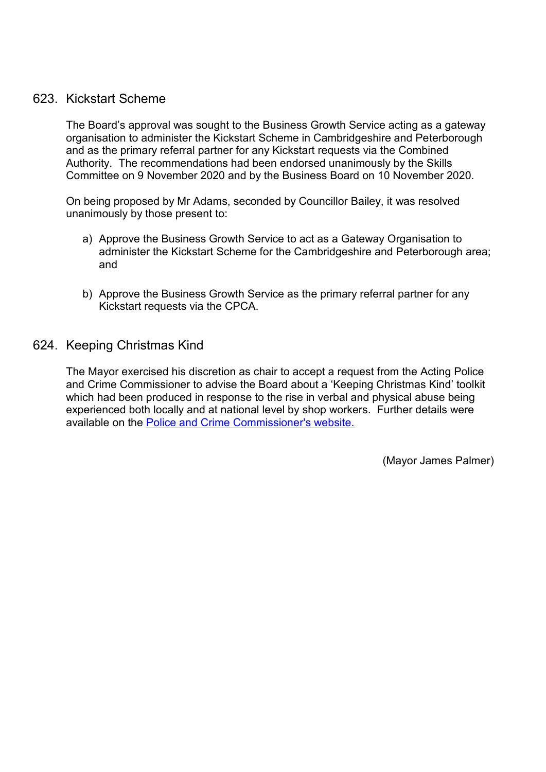## 623. Kickstart Scheme

The Board's approval was sought to the Business Growth Service acting as a gateway organisation to administer the Kickstart Scheme in Cambridgeshire and Peterborough and as the primary referral partner for any Kickstart requests via the Combined Authority. The recommendations had been endorsed unanimously by the Skills Committee on 9 November 2020 and by the Business Board on 10 November 2020.

On being proposed by Mr Adams, seconded by Councillor Bailey, it was resolved unanimously by those present to:

a) Approve the Business Growth Service to act as a Gateway Organisation to administer the Kickstart Scheme for the Cambridgeshire and Peterborough area; and

b) Approve the Business Growth Service as the primary referral partner for any Kickstart requests via the CPCA.

## 624. Keeping Christmas Kind

The Mayor exercised his discretion as chair to accept a request from the Acting Police and Crime Commissioner to advise the Board about a 'Keeping Christmas Kind' toolkit which had been produced in response to the rise in verbal and physical abuse being experienced both locally and at national level by shop workers. Further details were available on the Police and Crime Commissioner's website.

(Mayor James Palmer)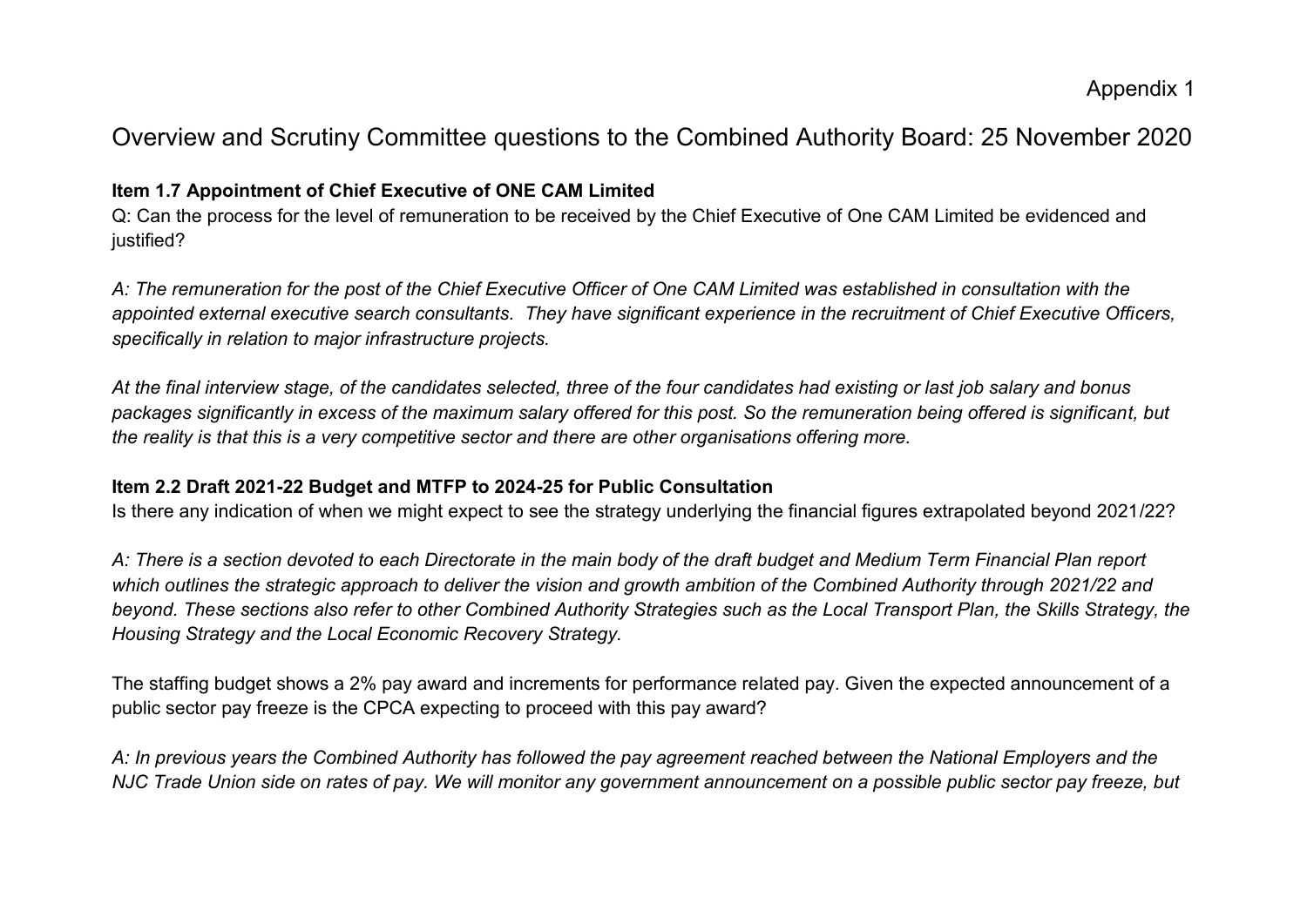Appendix 1

# Overview and Scrutiny Committee questions to the Combined Authority Board: 25 November 2020

**Item 1.7 Appointment of Chief Executive of ONE CAM Limited**

Q: Can the process for the level of remuneration to be received by the Chief Executive of One CAM Limited be evidenced and justified?

*A: The remuneration for the post of the Chief Executive Officer of One CAM Limited was established in consultation with the appointed external executive search consultants. They have significant experience in the recruitment of Chief Executive Officers, specifically in relation to major infrastructure projects.*

*At the final interview stage, of the candidates selected, three of the four candidates had existing or last job salary and bonus packages significantly in excess of the maximum salary offered for this post. So the remuneration being offered is significant, but the reality is that this is a very competitive sector and there are other organisations offering more.*

**Item 2.2 Draft 2021-22 Budget and MTFP to 2024-25 for Public Consultation**

Is there any indication of when we might expect to see the strategy underlying the financial figures extrapolated beyond 2021/22?

*A: There is a section devoted to each Directorate in the main body of the draft budget and Medium Term Financial Plan report which outlines the strategic approach to deliver the vision and growth ambition of the Combined Authority through 2021/22 and beyond. These sections also refer to other Combined Authority Strategies such as the Local Transport Plan, the Skills Strategy, the Housing Strategy and the Local Economic Recovery Strategy.*

The staffing budget shows a 2% pay award and increments for performance related pay. Given the expected announcement of a public sector pay freeze is the CPCA expecting to proceed with this pay award?

*A: In previous years the Combined Authority has followed the pay agreement reached between the National Employers and the NJC Trade Union side on rates of pay. We will monitor any government announcement on a possible public sector pay freeze, but*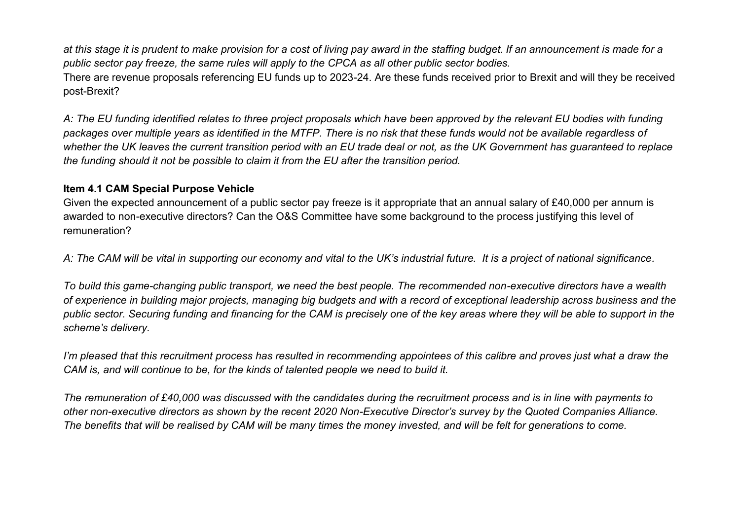*at this stage it is prudent to make provision for a cost of living pay award in the staffing budget. If an announcement is made for a public sector pay freeze, the same rules will apply to the CPCA as all other public sector bodies.*

There are revenue proposals referencing EU funds up to 2023-24. Are these funds received prior to Brexit and will they be received post-Brexit?

*A: The EU funding identified relates to three project proposals which have been approved by the relevant EU bodies with funding packages over multiple years as identified in the MTFP. There is no risk that these funds would not be available regardless of whether the UK leaves the current transition period with an EU trade deal or not, as the UK Government has guaranteed to replace the funding should it not be possible to claim it from the EU after the transition period.*

**Item 4.1 CAM Special Purpose Vehicle**

Given the expected announcement of a public sector pay freeze is it appropriate that an annual salary of £40,000 per annum is awarded to non-executive directors? Can the O&S Committee have some background to the process justifying this level of remuneration?

*A: The CAM will be vital in supporting our economy and vital to the UK's industrial future. It is a project of national significance.*

*To build this game-changing public transport, we need the best people. The recommended non-executive directors have a wealth of experience in building major projects, managing big budgets and with a record of exceptional leadership across business and the public sector. Securing funding and financing for the CAM is precisely one of the key areas where they will be able to support in the scheme's delivery.*

*I'm pleased that this recruitment process has resulted in recommending appointees of this calibre and proves just what a draw the CAM is, and will continue to be, for the kinds of talented people we need to build it.*

*The remuneration of £40,000 was discussed with the candidates during the recruitment process and is in line with payments to other non-executive directors as shown by the recent 2020 Non-Executive Director's survey by the Quoted Companies Alliance. The benefits that will be realised by CAM will be many times the money invested, and will be felt for generations to come.*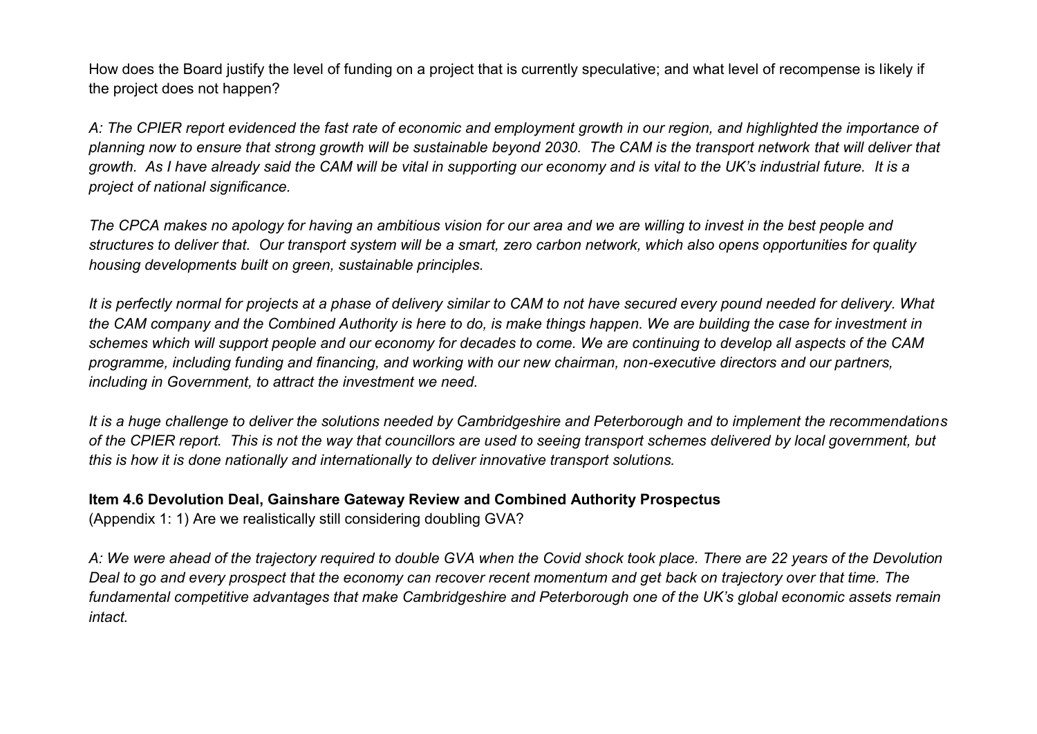How does the Board justify the level of funding on a project that is currently speculative; and what level of recompense is likely if the project does not happen?

*A: The CPIER report evidenced the fast rate of economic and employment growth in our region, and highlighted the importance of planning now to ensure that strong growth will be sustainable beyond 2030. The CAM is the transport network that will deliver that growth. As I have already said the CAM will be vital in supporting our economy and is vital to the UK's industrial future. It is a project of national significance.*

*The CPCA makes no apology for having an ambitious vision for our area and we are willing to invest in the best people and structures to deliver that. Our transport system will be a smart, zero carbon network, which also opens opportunities for quality housing developments built on green, sustainable principles.*

*It is perfectly normal for projects at a phase of delivery similar to CAM to not have secured every pound needed for delivery. What the CAM company and the Combined Authority is here to do, is make things happen. We are building the case for investment in schemes which will support people and our economy for decades to come. We are continuing to develop all aspects of the CAM programme, including funding and financing, and working with our new chairman, non-executive directors and our partners, including in Government, to attract the investment we need.*

*It is a huge challenge to deliver the solutions needed by Cambridgeshire and Peterborough and to implement the recommendations of the CPIER report. This is not the way that councillors are used to seeing transport schemes delivered by local government, but this is how it is done nationally and internationally to deliver innovative transport solutions.*

**Item 4.6 Devolution Deal, Gainshare Gateway Review and Combined Authority Prospectus**

(Appendix 1: 1) Are we realistically still considering doubling GVA?

*A: We were ahead of the trajectory required to double GVA when the Covid shock took place. There are 22 years of the Devolution Deal to go and every prospect that the economy can recover recent momentum and get back on trajectory over that time. The fundamental competitive advantages that make Cambridgeshire and Peterborough one of the UK's global economic assets remain intact.*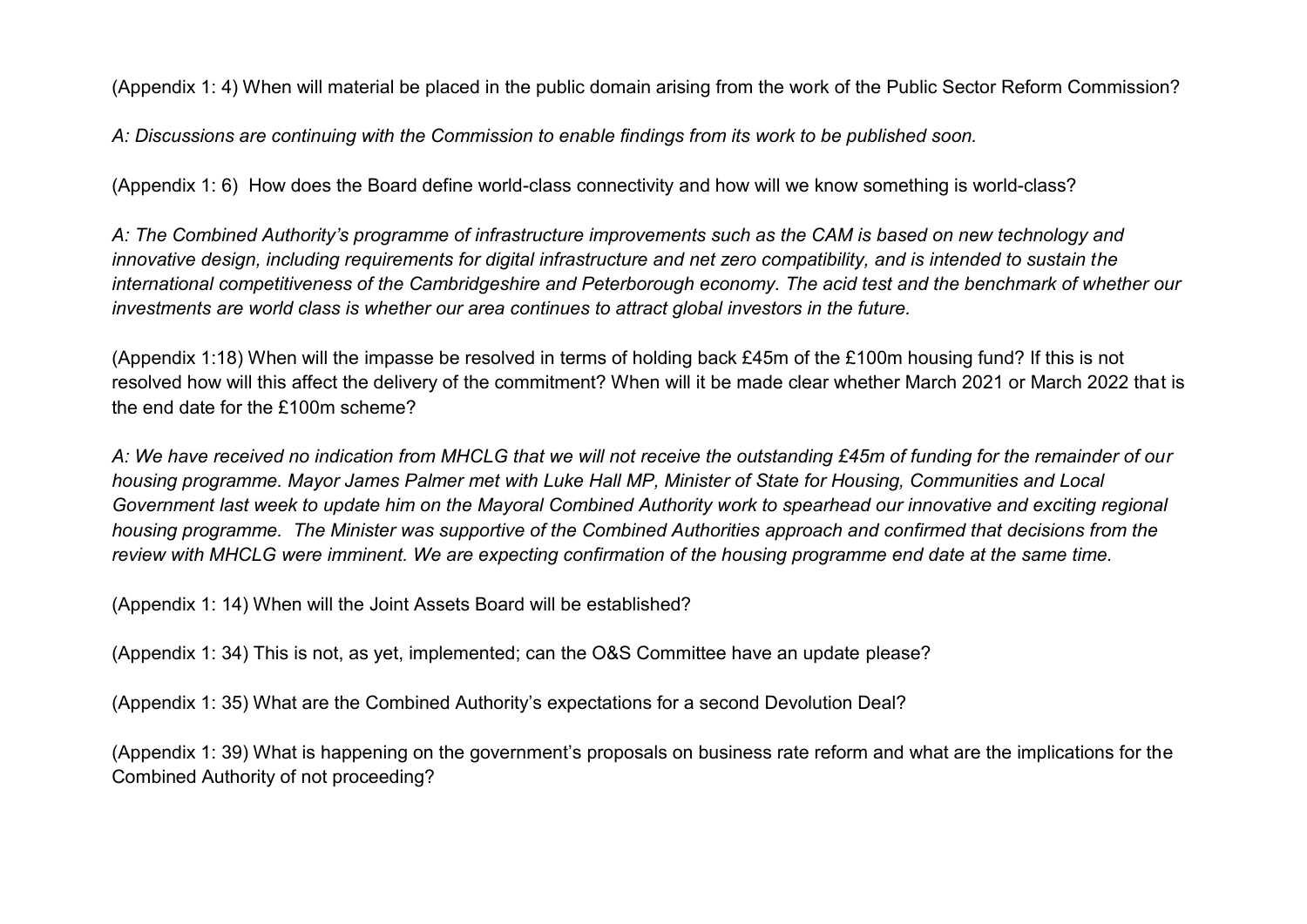(Appendix 1: 4) When will material be placed in the public domain arising from the work of the Public Sector Reform Commission?

*A: Discussions are continuing with the Commission to enable findings from its work to be published soon.*

(Appendix 1: 6) How does the Board define world-class connectivity and how will we know something is world-class?

*A: The Combined Authority's programme of infrastructure improvements such as the CAM is based on new technology and innovative design, including requirements for digital infrastructure and net zero compatibility, and is intended to sustain the international competitiveness of the Cambridgeshire and Peterborough economy. The acid test and the benchmark of whether our investments are world class is whether our area continues to attract global investors in the future.*

(Appendix 1:18) When will the impasse be resolved in terms of holding back £45m of the £100m housing fund? If this is not resolved how will this affect the delivery of the commitment? When will it be made clear whether March 2021 or March 2022 that is the end date for the £100m scheme?

*A: We have received no indication from MHCLG that we will not receive the outstanding £45m of funding for the remainder of our housing programme. Mayor James Palmer met with Luke Hall MP, Minister of State for Housing, Communities and Local Government last week to update him on the Mayoral Combined Authority work to spearhead our innovative and exciting regional housing programme. The Minister was supportive of the Combined Authorities approach and confirmed that decisions from the review with MHCLG were imminent. We are expecting confirmation of the housing programme end date at the same time.*

(Appendix 1: 14) When will the Joint Assets Board will be established?

(Appendix 1: 34) This is not, as yet, implemented; can the O&S Committee have an update please?

(Appendix 1: 35) What are the Combined Authority's expectations for a second Devolution Deal?

(Appendix 1: 39) What is happening on the government's proposals on business rate reform and what are the implications for the Combined Authority of not proceeding?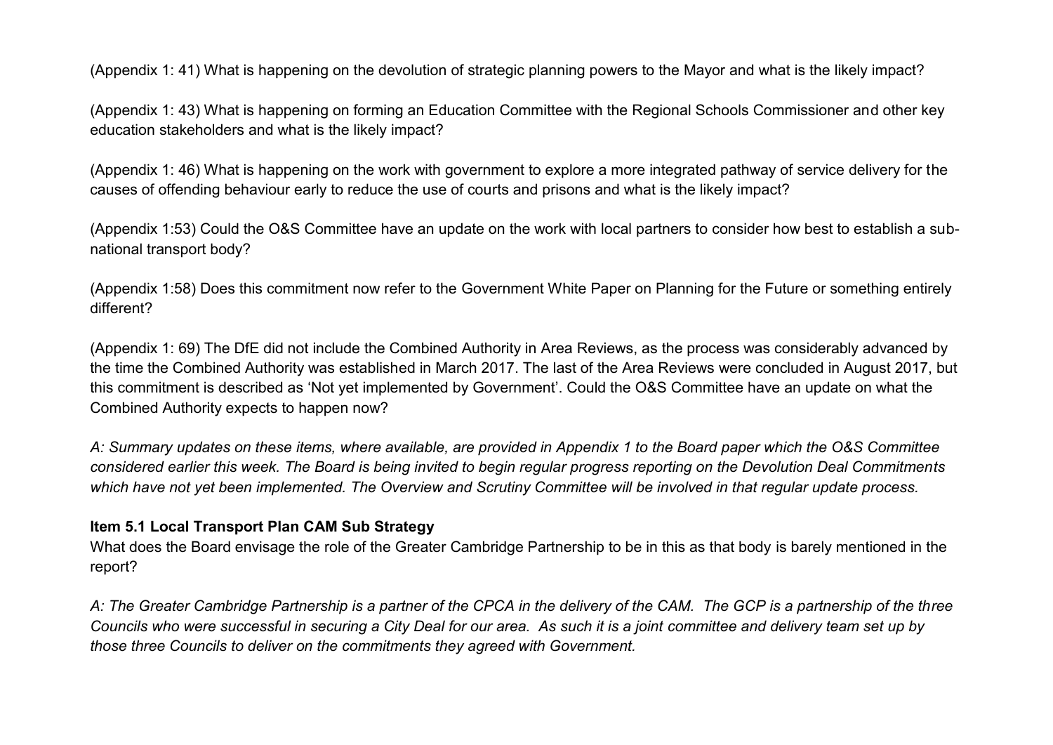(Appendix 1: 41) What is happening on the devolution of strategic planning powers to the Mayor and what is the likely impact?

(Appendix 1: 43) What is happening on forming an Education Committee with the Regional Schools Commissioner and other key education stakeholders and what is the likely impact?

(Appendix 1: 46) What is happening on the work with government to explore a more integrated pathway of service delivery for the causes of offending behaviour early to reduce the use of courts and prisons and what is the likely impact?

(Appendix 1:53) Could the O&S Committee have an update on the work with local partners to consider how best to establish a sub-national transport body?

(Appendix 1:58) Does this commitment now refer to the Government White Paper on Planning for the Future or something entirely different?

(Appendix 1: 69) The DfE did not include the Combined Authority in Area Reviews, as the process was considerably advanced by the time the Combined Authority was established in March 2017. The last of the Area Reviews were concluded in August 2017, but this commitment is described as 'Not yet implemented by Government'. Could the O&S Committee have an update on what the Combined Authority expects to happen now?

*A: Summary updates on these items, where available, are provided in Appendix 1 to the Board paper which the O&S Committee considered earlier this week. The Board is being invited to begin regular progress reporting on the Devolution Deal Commitments which have not yet been implemented. The Overview and Scrutiny Committee will be involved in that regular update process.*

**Item 5.1 Local Transport Plan CAM Sub Strategy**

What does the Board envisage the role of the Greater Cambridge Partnership to be in this as that body is barely mentioned in the report?

*A: The Greater Cambridge Partnership is a partner of the CPCA in the delivery of the CAM. The GCP is a partnership of the three Councils who were successful in securing a City Deal for our area. As such it is a joint committee and delivery team set up by those three Councils to deliver on the commitments they agreed with Government.*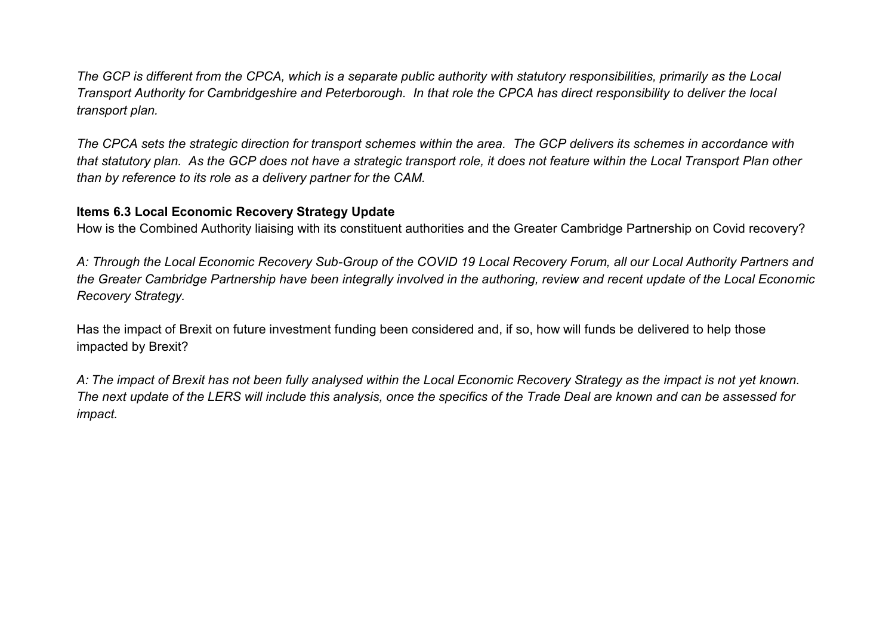*The GCP is different from the CPCA, which is a separate public authority with statutory responsibilities, primarily as the Local Transport Authority for Cambridgeshire and Peterborough. In that role the CPCA has direct responsibility to deliver the local transport plan.*

*The CPCA sets the strategic direction for transport schemes within the area. The GCP delivers its schemes in accordance with that statutory plan. As the GCP does not have a strategic transport role, it does not feature within the Local Transport Plan other than by reference to its role as a delivery partner for the CAM.*

**Items 6.3 Local Economic Recovery Strategy Update**

How is the Combined Authority liaising with its constituent authorities and the Greater Cambridge Partnership on Covid recovery?

*A: Through the Local Economic Recovery Sub-Group of the COVID 19 Local Recovery Forum, all our Local Authority Partners and the Greater Cambridge Partnership have been integrally involved in the authoring, review and recent update of the Local Economic Recovery Strategy.*

Has the impact of Brexit on future investment funding been considered and, if so, how will funds be delivered to help those impacted by Brexit?

*A: The impact of Brexit has not been fully analysed within the Local Economic Recovery Strategy as the impact is not yet known. The next update of the LERS will include this analysis, once the specifics of the Trade Deal are known and can be assessed for impact.*